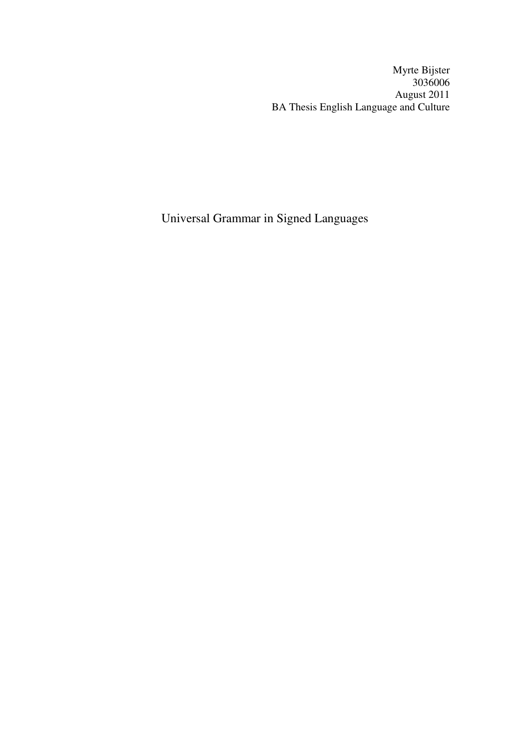Myrte Bijster
3036006
August 2011
BA Thesis English Language and Culture

# Universal Grammar in Signed Languages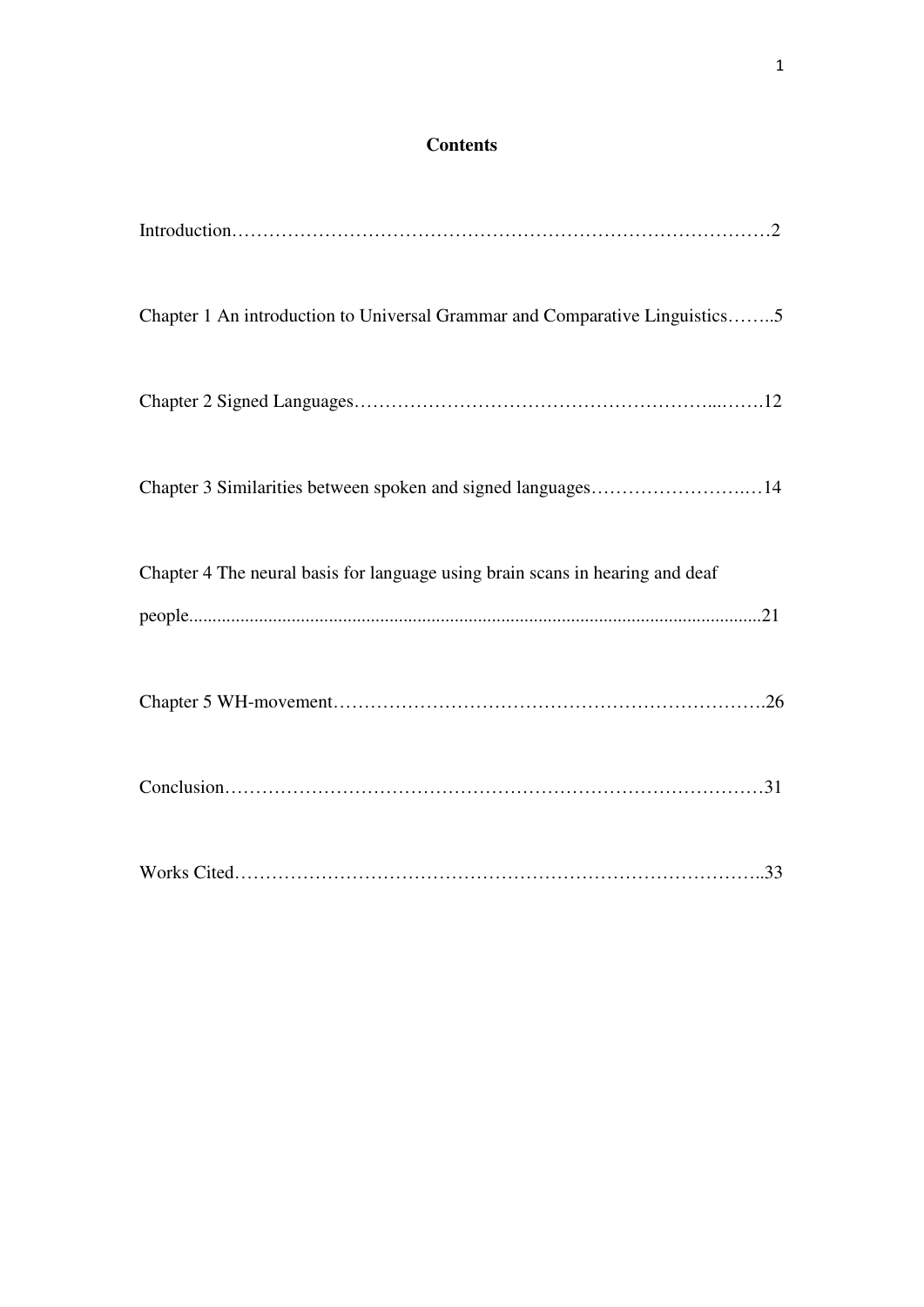# Contents

Introduction……………………………………………………………………………2

Chapter 1 An introduction to Universal Grammar and Comparative Linguistics……..5

Chapter 2 Signed Languages…………………………………………………...…….12

Chapter 3 Similarities between spoken and signed languages……………………..…14

Chapter 4 The neural basis for language using brain scans in hearing and deaf people.........................................................................................................................21

Chapter 5 WH-movement…………………………………………………………….26

Conclusion……………………………………………………………………………31

Works Cited…………………………………………………………………………..33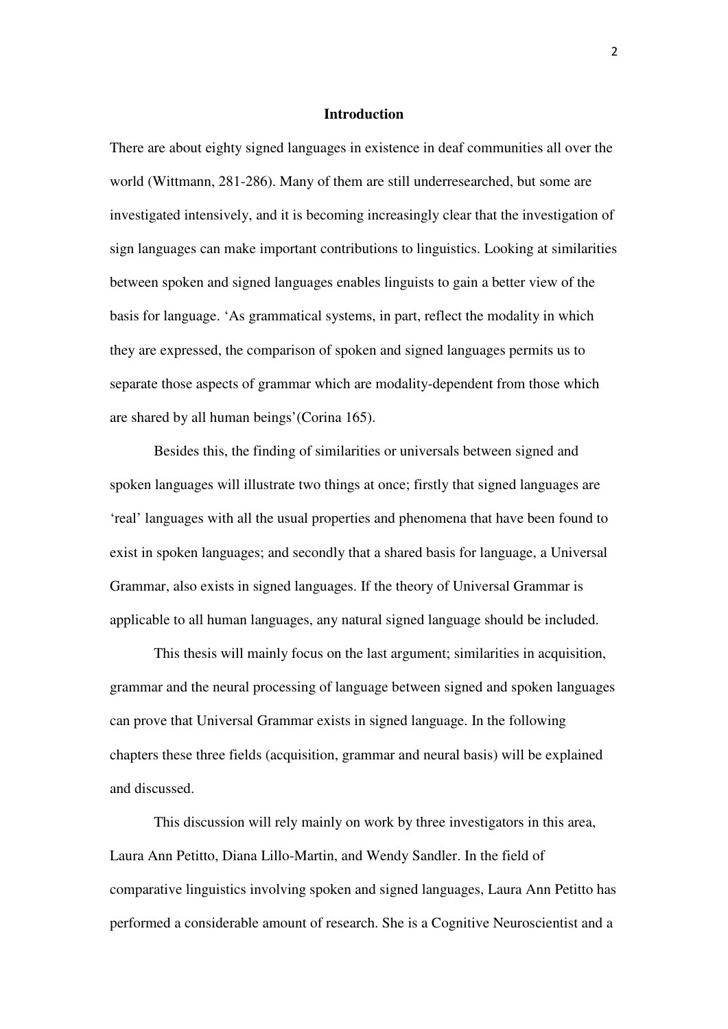## Introduction

There are about eighty signed languages in existence in deaf communities all over the world (Wittmann, 281-286). Many of them are still underresearched, but some are investigated intensively, and it is becoming increasingly clear that the investigation of sign languages can make important contributions to linguistics. Looking at similarities between spoken and signed languages enables linguists to gain a better view of the basis for language. 'As grammatical systems, in part, reflect the modality in which they are expressed, the comparison of spoken and signed languages permits us to separate those aspects of grammar which are modality-dependent from those which are shared by all human beings'(Corina 165).

Besides this, the finding of similarities or universals between signed and spoken languages will illustrate two things at once; firstly that signed languages are 'real' languages with all the usual properties and phenomena that have been found to exist in spoken languages; and secondly that a shared basis for language, a Universal Grammar, also exists in signed languages. If the theory of Universal Grammar is applicable to all human languages, any natural signed language should be included.

This thesis will mainly focus on the last argument; similarities in acquisition, grammar and the neural processing of language between signed and spoken languages can prove that Universal Grammar exists in signed language. In the following chapters these three fields (acquisition, grammar and neural basis) will be explained and discussed.

This discussion will rely mainly on work by three investigators in this area, Laura Ann Petitto, Diana Lillo-Martin, and Wendy Sandler. In the field of comparative linguistics involving spoken and signed languages, Laura Ann Petitto has performed a considerable amount of research. She is a Cognitive Neuroscientist and a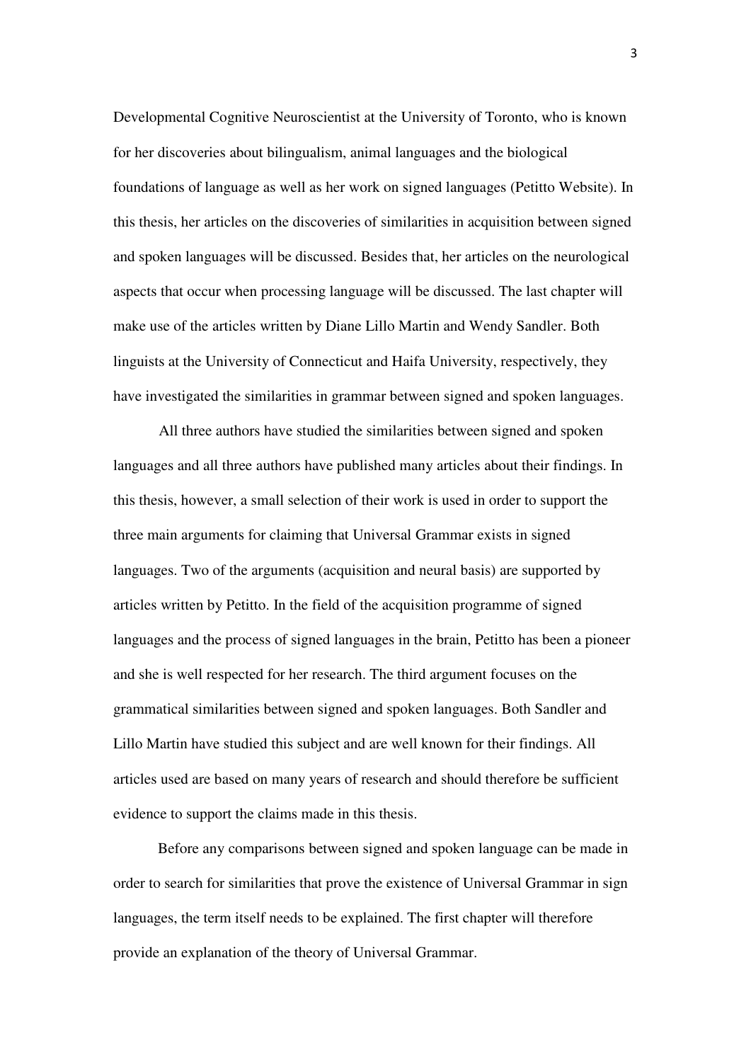Developmental Cognitive Neuroscientist at the University of Toronto, who is known for her discoveries about bilingualism, animal languages and the biological foundations of language as well as her work on signed languages (Petitto Website). In this thesis, her articles on the discoveries of similarities in acquisition between signed and spoken languages will be discussed. Besides that, her articles on the neurological aspects that occur when processing language will be discussed. The last chapter will make use of the articles written by Diane Lillo Martin and Wendy Sandler. Both linguists at the University of Connecticut and Haifa University, respectively, they have investigated the similarities in grammar between signed and spoken languages.

All three authors have studied the similarities between signed and spoken languages and all three authors have published many articles about their findings. In this thesis, however, a small selection of their work is used in order to support the three main arguments for claiming that Universal Grammar exists in signed languages. Two of the arguments (acquisition and neural basis) are supported by articles written by Petitto. In the field of the acquisition programme of signed languages and the process of signed languages in the brain, Petitto has been a pioneer and she is well respected for her research. The third argument focuses on the grammatical similarities between signed and spoken languages. Both Sandler and Lillo Martin have studied this subject and are well known for their findings. All articles used are based on many years of research and should therefore be sufficient evidence to support the claims made in this thesis.

Before any comparisons between signed and spoken language can be made in order to search for similarities that prove the existence of Universal Grammar in sign languages, the term itself needs to be explained. The first chapter will therefore provide an explanation of the theory of Universal Grammar.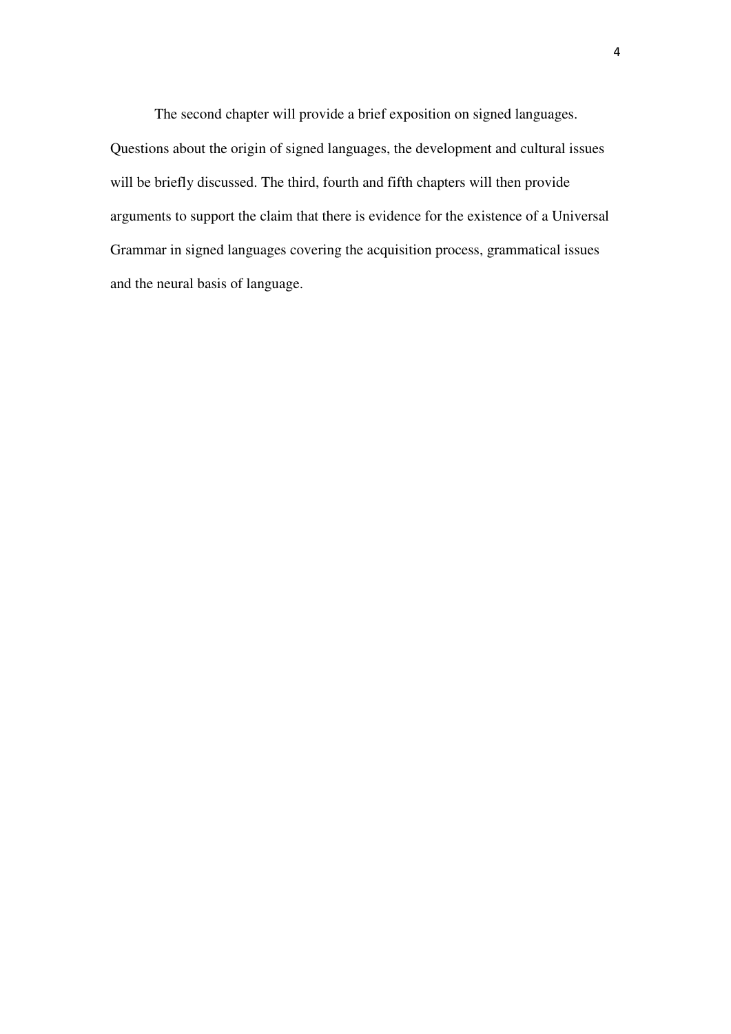The second chapter will provide a brief exposition on signed languages. Questions about the origin of signed languages, the development and cultural issues will be briefly discussed. The third, fourth and fifth chapters will then provide arguments to support the claim that there is evidence for the existence of a Universal Grammar in signed languages covering the acquisition process, grammatical issues and the neural basis of language.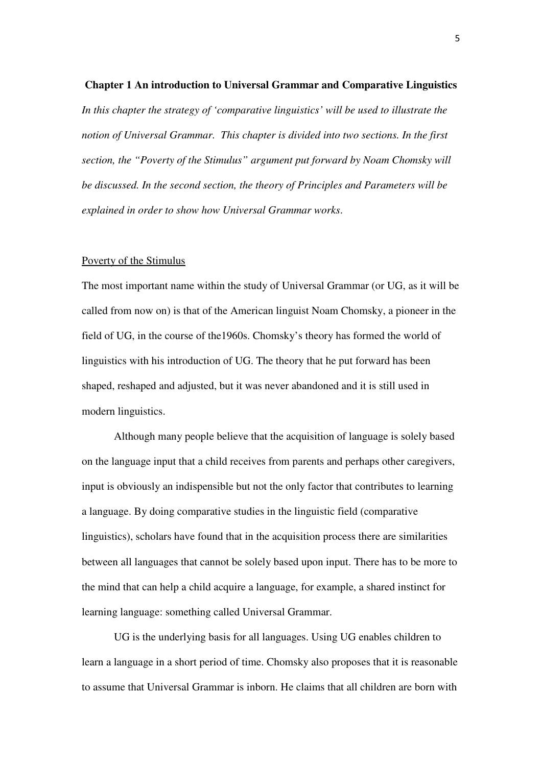# Chapter 1 An introduction to Universal Grammar and Comparative Linguistics

*In this chapter the strategy of 'comparative linguistics' will be used to illustrate the notion of Universal Grammar. This chapter is divided into two sections. In the first section, the "Poverty of the Stimulus" argument put forward by Noam Chomsky will be discussed. In the second section, the theory of Principles and Parameters will be explained in order to show how Universal Grammar works.*

## Poverty of the Stimulus

The most important name within the study of Universal Grammar (or UG, as it will be called from now on) is that of the American linguist Noam Chomsky, a pioneer in the field of UG, in the course of the1960s. Chomsky's theory has formed the world of linguistics with his introduction of UG. The theory that he put forward has been shaped, reshaped and adjusted, but it was never abandoned and it is still used in modern linguistics.

Although many people believe that the acquisition of language is solely based on the language input that a child receives from parents and perhaps other caregivers, input is obviously an indispensible but not the only factor that contributes to learning a language. By doing comparative studies in the linguistic field (comparative linguistics), scholars have found that in the acquisition process there are similarities between all languages that cannot be solely based upon input. There has to be more to the mind that can help a child acquire a language, for example, a shared instinct for learning language: something called Universal Grammar.

UG is the underlying basis for all languages. Using UG enables children to learn a language in a short period of time. Chomsky also proposes that it is reasonable to assume that Universal Grammar is inborn. He claims that all children are born with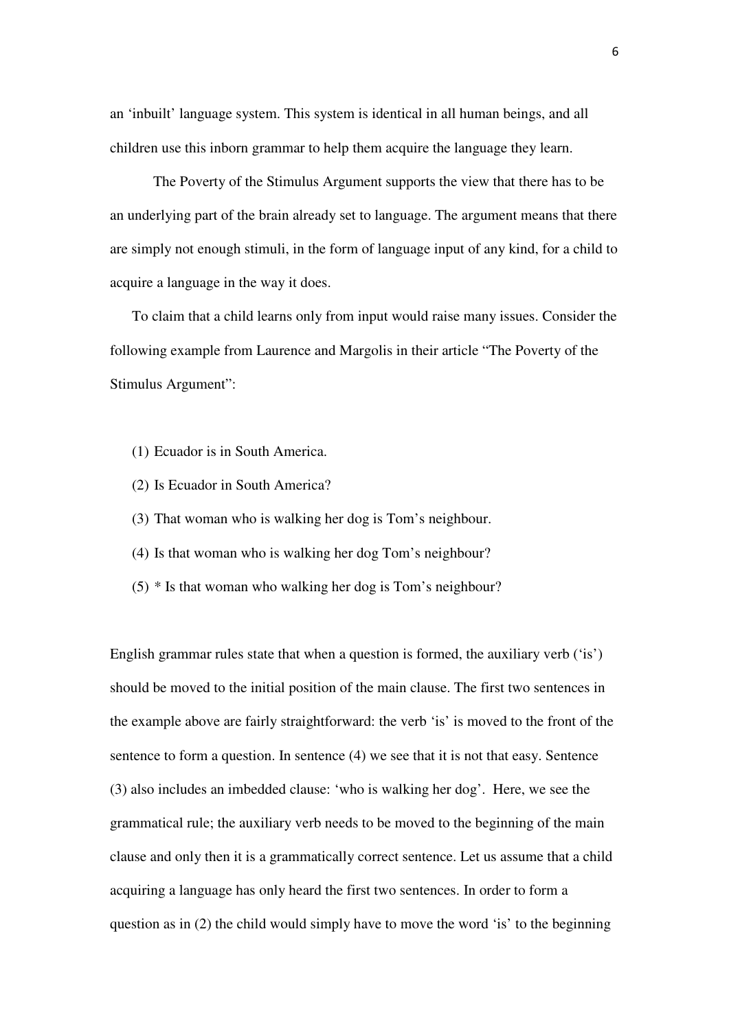an 'inbuilt' language system. This system is identical in all human beings, and all children use this inborn grammar to help them acquire the language they learn.

The Poverty of the Stimulus Argument supports the view that there has to be an underlying part of the brain already set to language. The argument means that there are simply not enough stimuli, in the form of language input of any kind, for a child to acquire a language in the way it does.

To claim that a child learns only from input would raise many issues. Consider the following example from Laurence and Margolis in their article "The Poverty of the Stimulus Argument":

(1) Ecuador is in South America.

(2) Is Ecuador in South America?

(3) That woman who is walking her dog is Tom's neighbour.

(4) Is that woman who is walking her dog Tom's neighbour?

(5) * Is that woman who walking her dog is Tom's neighbour?

English grammar rules state that when a question is formed, the auxiliary verb ('is') should be moved to the initial position of the main clause. The first two sentences in the example above are fairly straightforward: the verb 'is' is moved to the front of the sentence to form a question. In sentence (4) we see that it is not that easy. Sentence (3) also includes an imbedded clause: 'who is walking her dog'. Here, we see the grammatical rule; the auxiliary verb needs to be moved to the beginning of the main clause and only then it is a grammatically correct sentence. Let us assume that a child acquiring a language has only heard the first two sentences. In order to form a question as in (2) the child would simply have to move the word 'is' to the beginning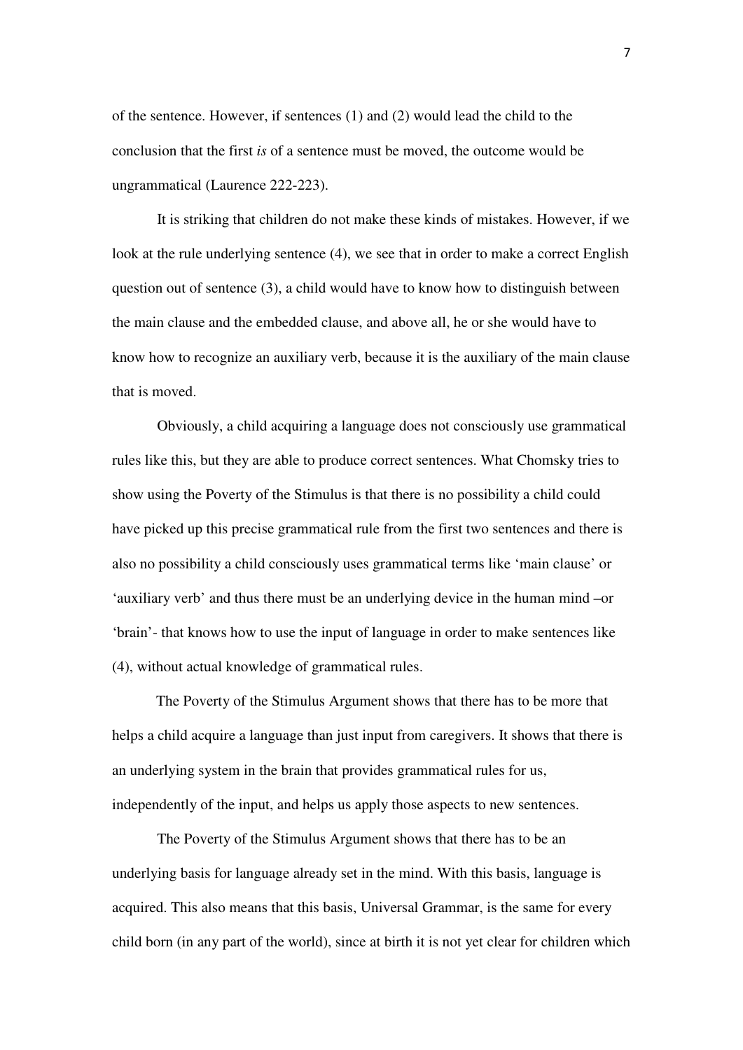of the sentence. However, if sentences (1) and (2) would lead the child to the conclusion that the first *is* of a sentence must be moved, the outcome would be ungrammatical (Laurence 222-223).

It is striking that children do not make these kinds of mistakes. However, if we look at the rule underlying sentence (4), we see that in order to make a correct English question out of sentence (3), a child would have to know how to distinguish between the main clause and the embedded clause, and above all, he or she would have to know how to recognize an auxiliary verb, because it is the auxiliary of the main clause that is moved.

Obviously, a child acquiring a language does not consciously use grammatical rules like this, but they are able to produce correct sentences. What Chomsky tries to show using the Poverty of the Stimulus is that there is no possibility a child could have picked up this precise grammatical rule from the first two sentences and there is also no possibility a child consciously uses grammatical terms like 'main clause' or 'auxiliary verb' and thus there must be an underlying device in the human mind –or 'brain'- that knows how to use the input of language in order to make sentences like (4), without actual knowledge of grammatical rules.

The Poverty of the Stimulus Argument shows that there has to be more that helps a child acquire a language than just input from caregivers. It shows that there is an underlying system in the brain that provides grammatical rules for us, independently of the input, and helps us apply those aspects to new sentences.

The Poverty of the Stimulus Argument shows that there has to be an underlying basis for language already set in the mind. With this basis, language is acquired. This also means that this basis, Universal Grammar, is the same for every child born (in any part of the world), since at birth it is not yet clear for children which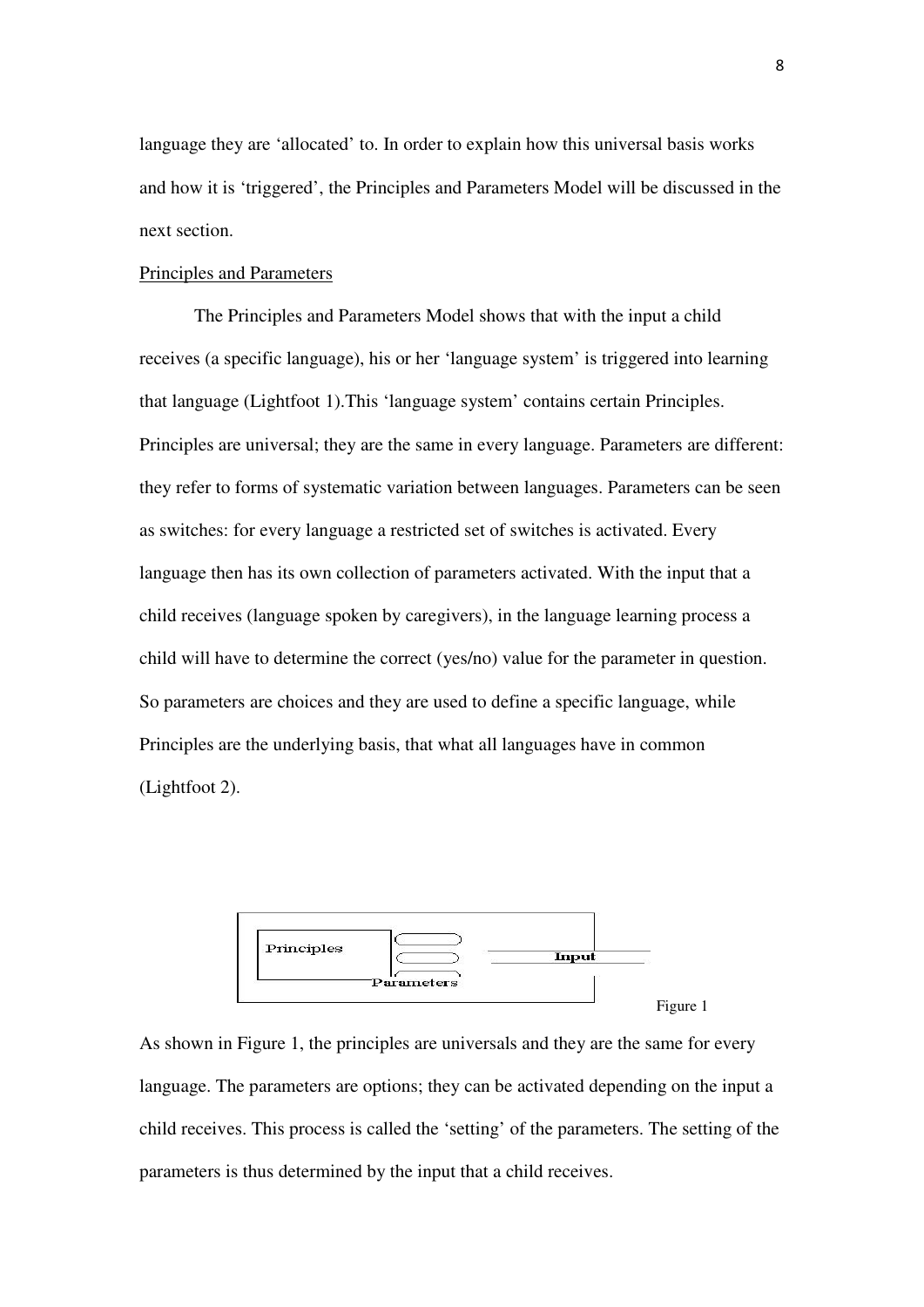language they are 'allocated' to. In order to explain how this universal basis works and how it is 'triggered', the Principles and Parameters Model will be discussed in the next section.

Principles and Parameters

The Principles and Parameters Model shows that with the input a child receives (a specific language), his or her 'language system' is triggered into learning that language (Lightfoot 1).This 'language system' contains certain Principles. Principles are universal; they are the same in every language. Parameters are different: they refer to forms of systematic variation between languages. Parameters can be seen as switches: for every language a restricted set of switches is activated. Every language then has its own collection of parameters activated. With the input that a child receives (language spoken by caregivers), in the language learning process a child will have to determine the correct (yes/no) value for the parameter in question. So parameters are choices and they are used to define a specific language, while Principles are the underlying basis, that what all languages have in common (Lightfoot 2).

Principles

Parameters

Input

Figure 1

As shown in Figure 1, the principles are universals and they are the same for every language. The parameters are options; they can be activated depending on the input a child receives. This process is called the 'setting' of the parameters. The setting of the parameters is thus determined by the input that a child receives.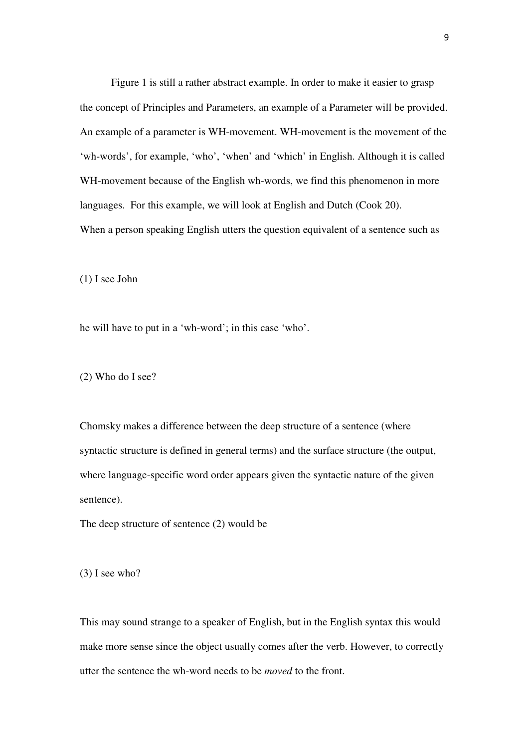Figure 1 is still a rather abstract example. In order to make it easier to grasp the concept of Principles and Parameters, an example of a Parameter will be provided. An example of a parameter is WH-movement. WH-movement is the movement of the 'wh-words', for example, 'who', 'when' and 'which' in English. Although it is called WH-movement because of the English wh-words, we find this phenomenon in more languages. For this example, we will look at English and Dutch (Cook 20).

When a person speaking English utters the question equivalent of a sentence such as

(1) I see John

he will have to put in a 'wh-word'; in this case 'who'.

(2) Who do I see?

Chomsky makes a difference between the deep structure of a sentence (where syntactic structure is defined in general terms) and the surface structure (the output, where language-specific word order appears given the syntactic nature of the given sentence).

The deep structure of sentence (2) would be

(3) I see who?

This may sound strange to a speaker of English, but in the English syntax this would make more sense since the object usually comes after the verb. However, to correctly utter the sentence the wh-word needs to be *moved* to the front.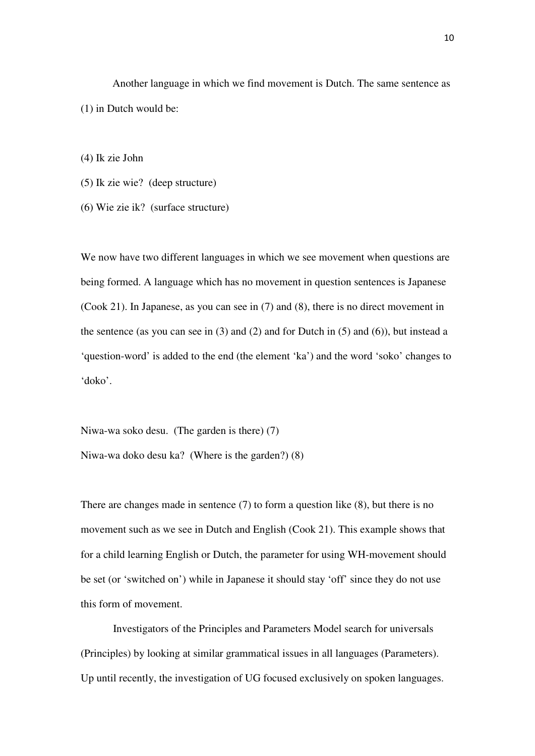Another language in which we find movement is Dutch. The same sentence as (1) in Dutch would be:

(4) Ik zie John

(5) Ik zie wie? (deep structure)

(6) Wie zie ik? (surface structure)

We now have two different languages in which we see movement when questions are being formed. A language which has no movement in question sentences is Japanese (Cook 21). In Japanese, as you can see in (7) and (8), there is no direct movement in the sentence (as you can see in (3) and (2) and for Dutch in (5) and (6)), but instead a 'question-word' is added to the end (the element 'ka') and the word 'soko' changes to 'doko'.

Niwa-wa soko desu. (The garden is there) (7)

Niwa-wa doko desu ka? (Where is the garden?) (8)

There are changes made in sentence (7) to form a question like (8), but there is no movement such as we see in Dutch and English (Cook 21). This example shows that for a child learning English or Dutch, the parameter for using WH-movement should be set (or 'switched on') while in Japanese it should stay 'off' since they do not use this form of movement.

Investigators of the Principles and Parameters Model search for universals (Principles) by looking at similar grammatical issues in all languages (Parameters). Up until recently, the investigation of UG focused exclusively on spoken languages.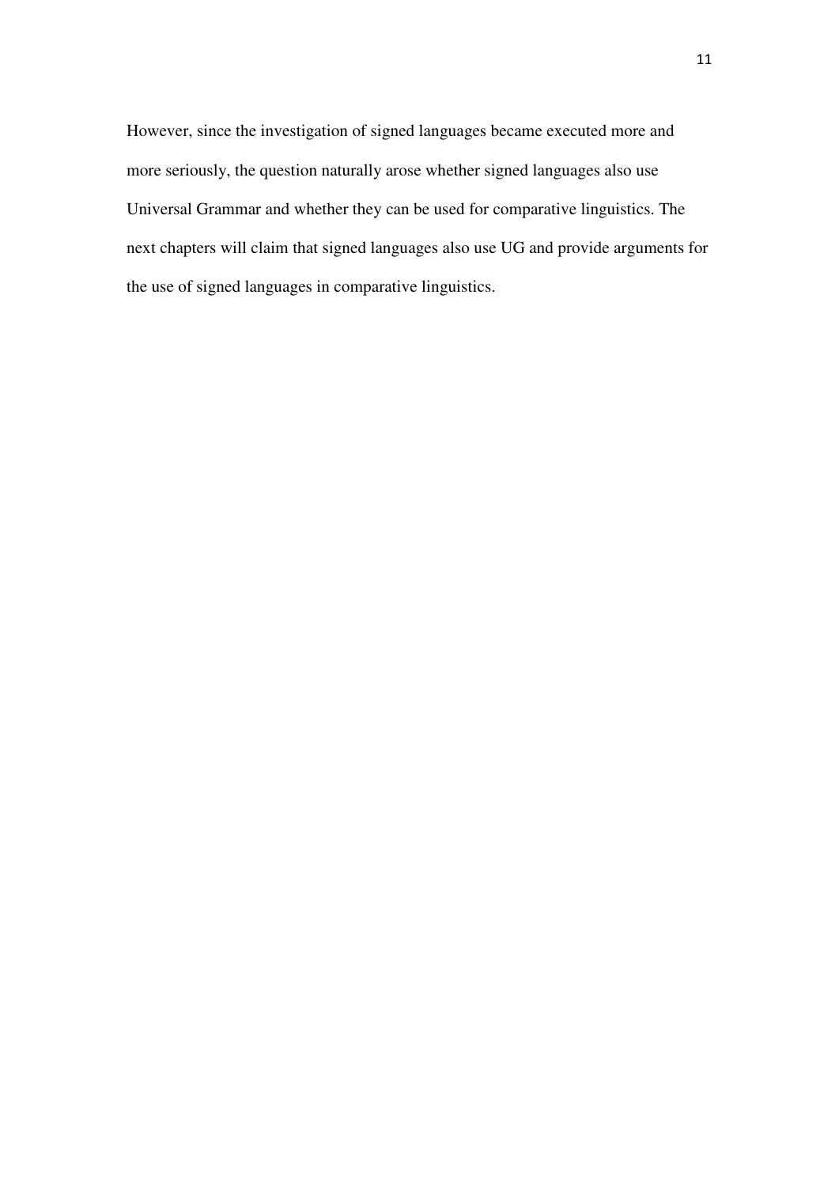However, since the investigation of signed languages became executed more and more seriously, the question naturally arose whether signed languages also use Universal Grammar and whether they can be used for comparative linguistics. The next chapters will claim that signed languages also use UG and provide arguments for the use of signed languages in comparative linguistics.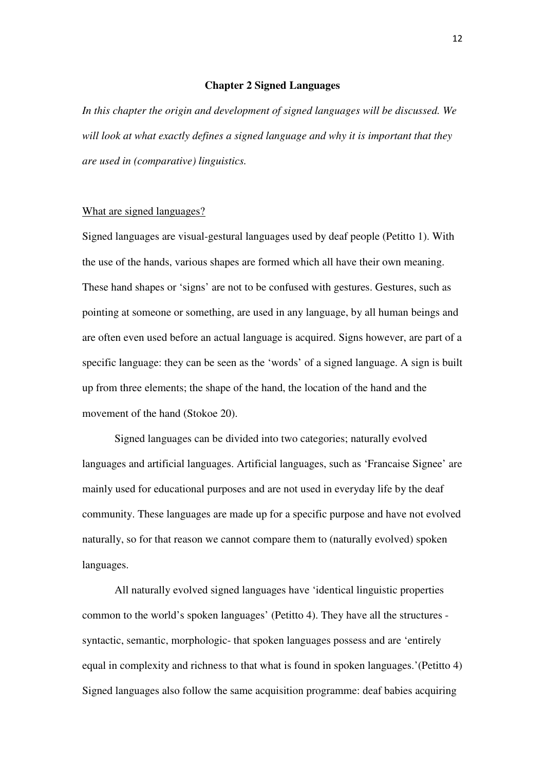## Chapter 2 Signed Languages

*In this chapter the origin and development of signed languages will be discussed. We will look at what exactly defines a signed language and why it is important that they are used in (comparative) linguistics.*

### What are signed languages?

Signed languages are visual-gestural languages used by deaf people (Petitto 1). With the use of the hands, various shapes are formed which all have their own meaning. These hand shapes or 'signs' are not to be confused with gestures. Gestures, such as pointing at someone or something, are used in any language, by all human beings and are often even used before an actual language is acquired. Signs however, are part of a specific language: they can be seen as the 'words' of a signed language. A sign is built up from three elements; the shape of the hand, the location of the hand and the movement of the hand (Stokoe 20).

Signed languages can be divided into two categories; naturally evolved languages and artificial languages. Artificial languages, such as 'Francaise Signee' are mainly used for educational purposes and are not used in everyday life by the deaf community. These languages are made up for a specific purpose and have not evolved naturally, so for that reason we cannot compare them to (naturally evolved) spoken languages.

All naturally evolved signed languages have 'identical linguistic properties common to the world's spoken languages' (Petitto 4). They have all the structures - syntactic, semantic, morphologic- that spoken languages possess and are 'entirely equal in complexity and richness to that what is found in spoken languages.'(Petitto 4) Signed languages also follow the same acquisition programme: deaf babies acquiring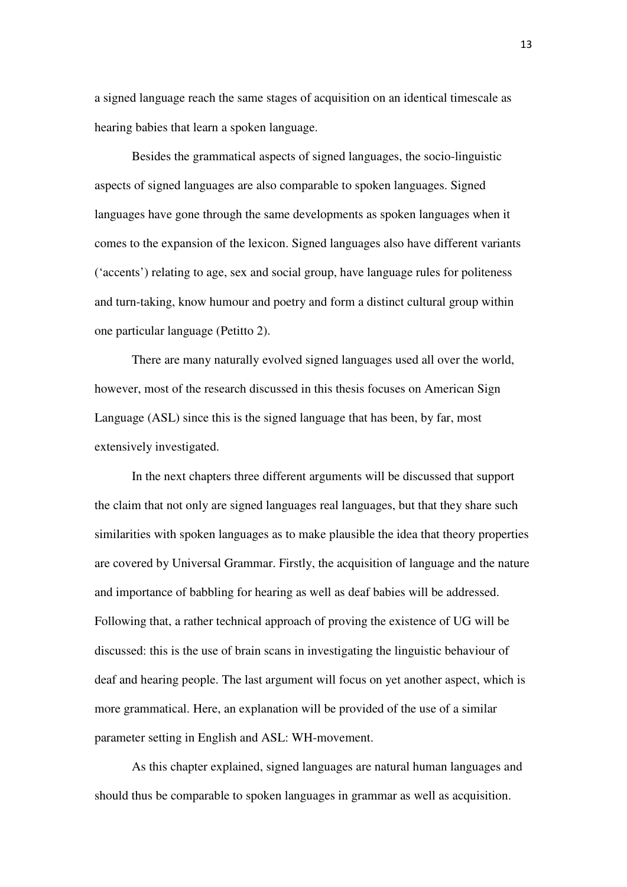a signed language reach the same stages of acquisition on an identical timescale as hearing babies that learn a spoken language.

Besides the grammatical aspects of signed languages, the socio-linguistic aspects of signed languages are also comparable to spoken languages. Signed languages have gone through the same developments as spoken languages when it comes to the expansion of the lexicon. Signed languages also have different variants ('accents') relating to age, sex and social group, have language rules for politeness and turn-taking, know humour and poetry and form a distinct cultural group within one particular language (Petitto 2).

There are many naturally evolved signed languages used all over the world, however, most of the research discussed in this thesis focuses on American Sign Language (ASL) since this is the signed language that has been, by far, most extensively investigated.

In the next chapters three different arguments will be discussed that support the claim that not only are signed languages real languages, but that they share such similarities with spoken languages as to make plausible the idea that theory properties are covered by Universal Grammar. Firstly, the acquisition of language and the nature and importance of babbling for hearing as well as deaf babies will be addressed. Following that, a rather technical approach of proving the existence of UG will be discussed: this is the use of brain scans in investigating the linguistic behaviour of deaf and hearing people. The last argument will focus on yet another aspect, which is more grammatical. Here, an explanation will be provided of the use of a similar parameter setting in English and ASL: WH-movement.

As this chapter explained, signed languages are natural human languages and should thus be comparable to spoken languages in grammar as well as acquisition.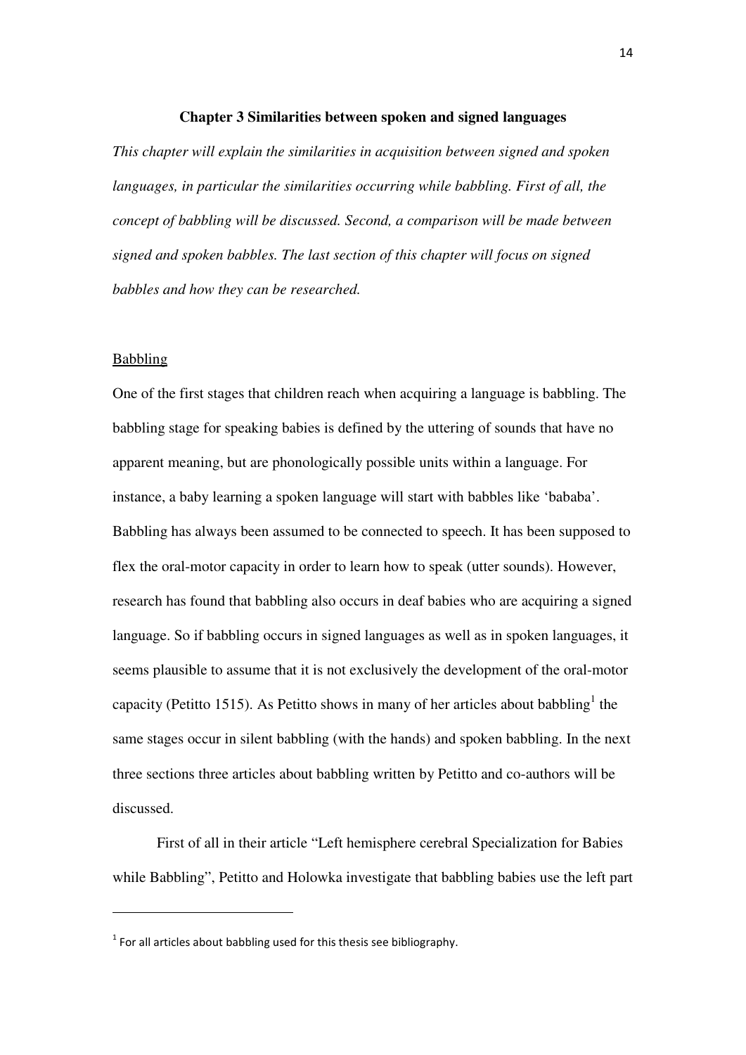## Chapter 3 Similarities between spoken and signed languages

*This chapter will explain the similarities in acquisition between signed and spoken languages, in particular the similarities occurring while babbling. First of all, the concept of babbling will be discussed. Second, a comparison will be made between signed and spoken babbles. The last section of this chapter will focus on signed babbles and how they can be researched.*

### Babbling

One of the first stages that children reach when acquiring a language is babbling. The babbling stage for speaking babies is defined by the uttering of sounds that have no apparent meaning, but are phonologically possible units within a language. For instance, a baby learning a spoken language will start with babbles like 'bababa'. Babbling has always been assumed to be connected to speech. It has been supposed to flex the oral-motor capacity in order to learn how to speak (utter sounds). However, research has found that babbling also occurs in deaf babies who are acquiring a signed language. So if babbling occurs in signed languages as well as in spoken languages, it seems plausible to assume that it is not exclusively the development of the oral-motor capacity (Petitto 1515). As Petitto shows in many of her articles about babbling[1] the same stages occur in silent babbling (with the hands) and spoken babbling. In the next three sections three articles about babbling written by Petitto and co-authors will be discussed.

First of all in their article "Left hemisphere cerebral Specialization for Babies while Babbling", Petitto and Holowka investigate that babbling babies use the left part

[1] For all articles about babbling used for this thesis see bibliography.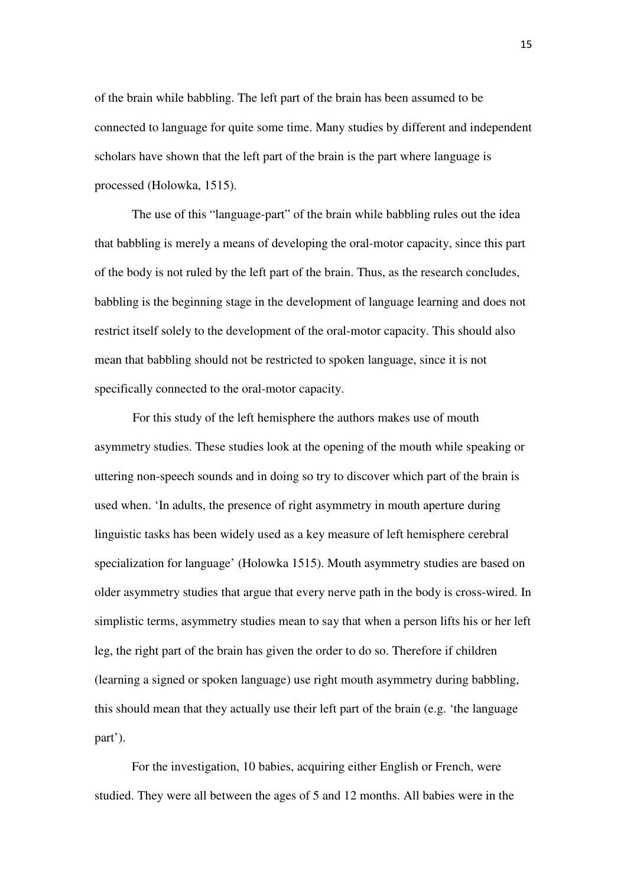of the brain while babbling. The left part of the brain has been assumed to be connected to language for quite some time. Many studies by different and independent scholars have shown that the left part of the brain is the part where language is processed (Holowka, 1515).

The use of this "language-part" of the brain while babbling rules out the idea that babbling is merely a means of developing the oral-motor capacity, since this part of the body is not ruled by the left part of the brain. Thus, as the research concludes, babbling is the beginning stage in the development of language learning and does not restrict itself solely to the development of the oral-motor capacity. This should also mean that babbling should not be restricted to spoken language, since it is not specifically connected to the oral-motor capacity.

For this study of the left hemisphere the authors makes use of mouth asymmetry studies. These studies look at the opening of the mouth while speaking or uttering non-speech sounds and in doing so try to discover which part of the brain is used when. 'In adults, the presence of right asymmetry in mouth aperture during linguistic tasks has been widely used as a key measure of left hemisphere cerebral specialization for language' (Holowka 1515). Mouth asymmetry studies are based on older asymmetry studies that argue that every nerve path in the body is cross-wired. In simplistic terms, asymmetry studies mean to say that when a person lifts his or her left leg, the right part of the brain has given the order to do so. Therefore if children (learning a signed or spoken language) use right mouth asymmetry during babbling, this should mean that they actually use their left part of the brain (e.g. 'the language part').

For the investigation, 10 babies, acquiring either English or French, were studied. They were all between the ages of 5 and 12 months. All babies were in the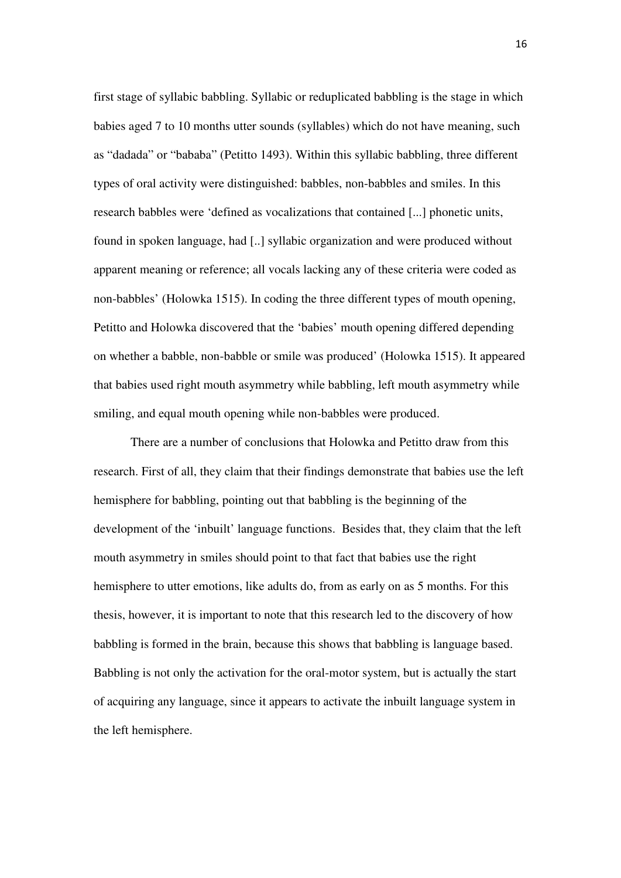first stage of syllabic babbling. Syllabic or reduplicated babbling is the stage in which babies aged 7 to 10 months utter sounds (syllables) which do not have meaning, such as “dadada” or “bababa” (Petitto 1493). Within this syllabic babbling, three different types of oral activity were distinguished: babbles, non-babbles and smiles. In this research babbles were ‘defined as vocalizations that contained [...] phonetic units, found in spoken language, had [..] syllabic organization and were produced without apparent meaning or reference; all vocals lacking any of these criteria were coded as non-babbles’ (Holowka 1515). In coding the three different types of mouth opening, Petitto and Holowka discovered that the ‘babies’ mouth opening differed depending on whether a babble, non-babble or smile was produced’ (Holowka 1515). It appeared that babies used right mouth asymmetry while babbling, left mouth asymmetry while smiling, and equal mouth opening while non-babbles were produced.

There are a number of conclusions that Holowka and Petitto draw from this research. First of all, they claim that their findings demonstrate that babies use the left hemisphere for babbling, pointing out that babbling is the beginning of the development of the ‘inbuilt’ language functions. Besides that, they claim that the left mouth asymmetry in smiles should point to that fact that babies use the right hemisphere to utter emotions, like adults do, from as early on as 5 months. For this thesis, however, it is important to note that this research led to the discovery of how babbling is formed in the brain, because this shows that babbling is language based. Babbling is not only the activation for the oral-motor system, but is actually the start of acquiring any language, since it appears to activate the inbuilt language system in the left hemisphere.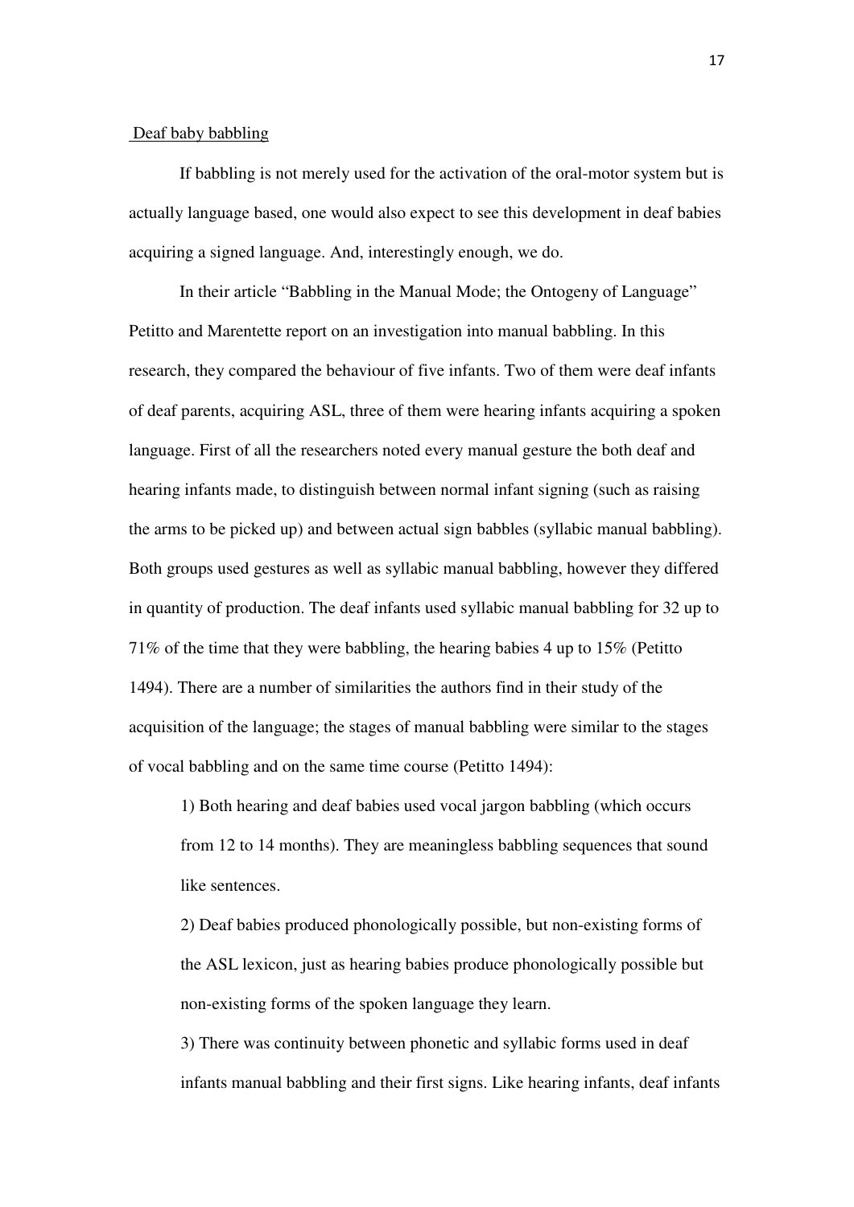Deaf baby babbling

If babbling is not merely used for the activation of the oral-motor system but is actually language based, one would also expect to see this development in deaf babies acquiring a signed language. And, interestingly enough, we do.

In their article "Babbling in the Manual Mode; the Ontogeny of Language" Petitto and Marentette report on an investigation into manual babbling. In this research, they compared the behaviour of five infants. Two of them were deaf infants of deaf parents, acquiring ASL, three of them were hearing infants acquiring a spoken language. First of all the researchers noted every manual gesture the both deaf and hearing infants made, to distinguish between normal infant signing (such as raising the arms to be picked up) and between actual sign babbles (syllabic manual babbling). Both groups used gestures as well as syllabic manual babbling, however they differed in quantity of production. The deaf infants used syllabic manual babbling for 32 up to 71% of the time that they were babbling, the hearing babies 4 up to 15% (Petitto 1494). There are a number of similarities the authors find in their study of the acquisition of the language; the stages of manual babbling were similar to the stages of vocal babbling and on the same time course (Petitto 1494):

1) Both hearing and deaf babies used vocal jargon babbling (which occurs from 12 to 14 months). They are meaningless babbling sequences that sound like sentences.

2) Deaf babies produced phonologically possible, but non-existing forms of the ASL lexicon, just as hearing babies produce phonologically possible but non-existing forms of the spoken language they learn.

3) There was continuity between phonetic and syllabic forms used in deaf infants manual babbling and their first signs. Like hearing infants, deaf infants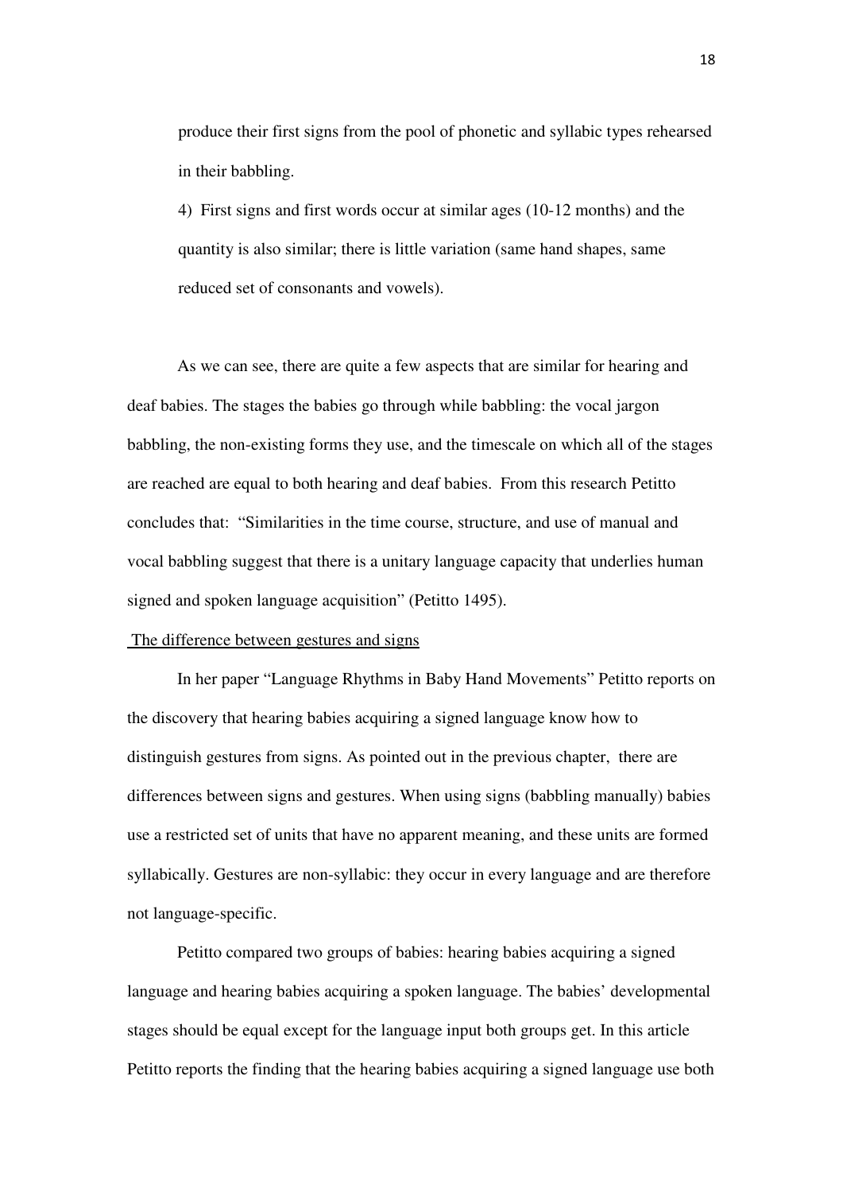produce their first signs from the pool of phonetic and syllabic types rehearsed in their babbling.

4) First signs and first words occur at similar ages (10-12 months) and the quantity is also similar; there is little variation (same hand shapes, same reduced set of consonants and vowels).

As we can see, there are quite a few aspects that are similar for hearing and deaf babies. The stages the babies go through while babbling: the vocal jargon babbling, the non-existing forms they use, and the timescale on which all of the stages are reached are equal to both hearing and deaf babies. From this research Petitto concludes that: "Similarities in the time course, structure, and use of manual and vocal babbling suggest that there is a unitary language capacity that underlies human signed and spoken language acquisition" (Petitto 1495).

<u>The difference between gestures and signs</u>

In her paper "Language Rhythms in Baby Hand Movements" Petitto reports on the discovery that hearing babies acquiring a signed language know how to distinguish gestures from signs. As pointed out in the previous chapter, there are differences between signs and gestures. When using signs (babbling manually) babies use a restricted set of units that have no apparent meaning, and these units are formed syllabically. Gestures are non-syllabic: they occur in every language and are therefore not language-specific.

Petitto compared two groups of babies: hearing babies acquiring a signed language and hearing babies acquiring a spoken language. The babies' developmental stages should be equal except for the language input both groups get. In this article Petitto reports the finding that the hearing babies acquiring a signed language use both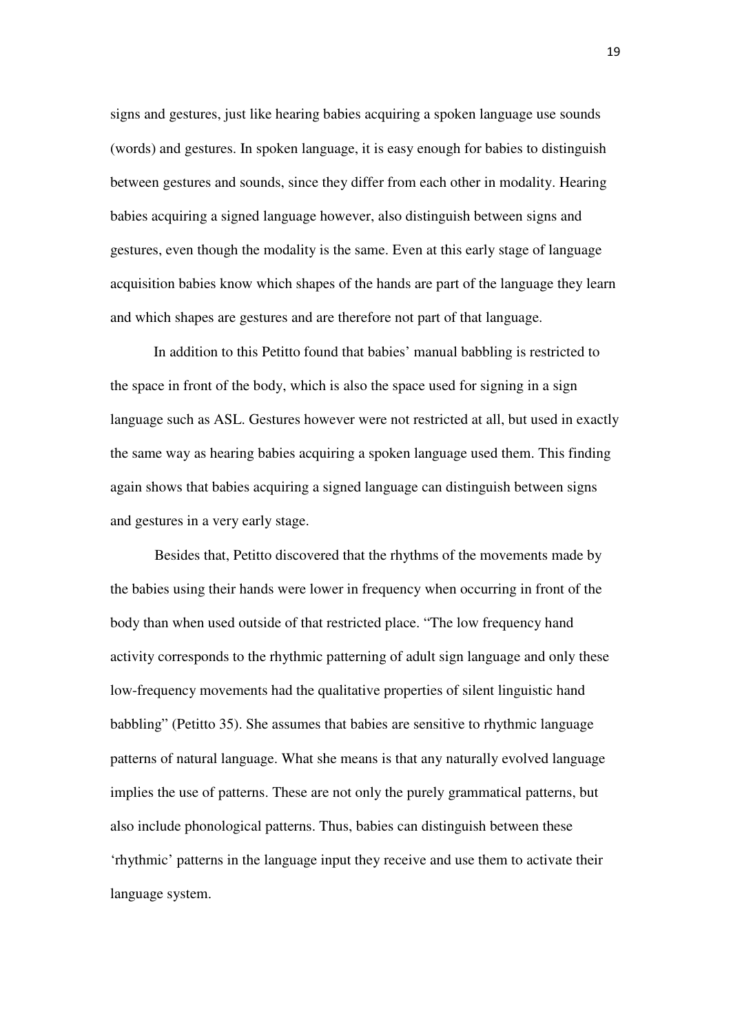signs and gestures, just like hearing babies acquiring a spoken language use sounds (words) and gestures. In spoken language, it is easy enough for babies to distinguish between gestures and sounds, since they differ from each other in modality. Hearing babies acquiring a signed language however, also distinguish between signs and gestures, even though the modality is the same. Even at this early stage of language acquisition babies know which shapes of the hands are part of the language they learn and which shapes are gestures and are therefore not part of that language.

In addition to this Petitto found that babies' manual babbling is restricted to the space in front of the body, which is also the space used for signing in a sign language such as ASL. Gestures however were not restricted at all, but used in exactly the same way as hearing babies acquiring a spoken language used them. This finding again shows that babies acquiring a signed language can distinguish between signs and gestures in a very early stage.

Besides that, Petitto discovered that the rhythms of the movements made by the babies using their hands were lower in frequency when occurring in front of the body than when used outside of that restricted place. "The low frequency hand activity corresponds to the rhythmic patterning of adult sign language and only these low-frequency movements had the qualitative properties of silent linguistic hand babbling" (Petitto 35). She assumes that babies are sensitive to rhythmic language patterns of natural language. What she means is that any naturally evolved language implies the use of patterns. These are not only the purely grammatical patterns, but also include phonological patterns. Thus, babies can distinguish between these 'rhythmic' patterns in the language input they receive and use them to activate their language system.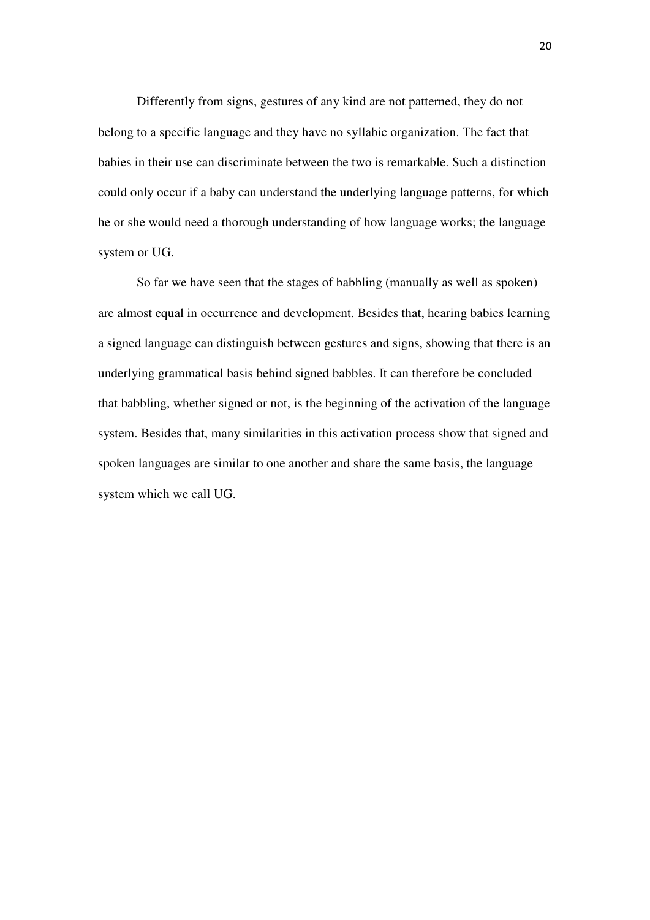Differently from signs, gestures of any kind are not patterned, they do not belong to a specific language and they have no syllabic organization. The fact that babies in their use can discriminate between the two is remarkable. Such a distinction could only occur if a baby can understand the underlying language patterns, for which he or she would need a thorough understanding of how language works; the language system or UG.

So far we have seen that the stages of babbling (manually as well as spoken) are almost equal in occurrence and development. Besides that, hearing babies learning a signed language can distinguish between gestures and signs, showing that there is an underlying grammatical basis behind signed babbles. It can therefore be concluded that babbling, whether signed or not, is the beginning of the activation of the language system. Besides that, many similarities in this activation process show that signed and spoken languages are similar to one another and share the same basis, the language system which we call UG.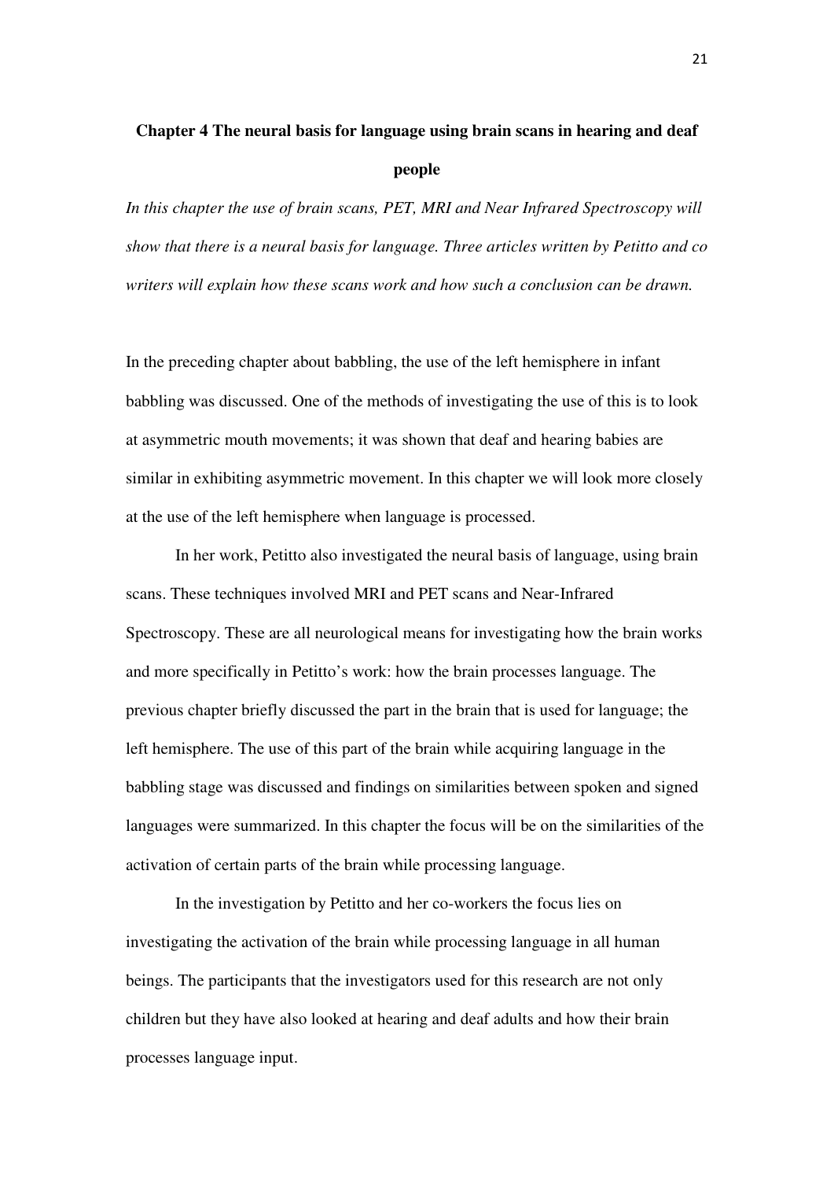# Chapter 4 The neural basis for language using brain scans in hearing and deaf people

*In this chapter the use of brain scans, PET, MRI and Near Infrared Spectroscopy will show that there is a neural basis for language. Three articles written by Petitto and co writers will explain how these scans work and how such a conclusion can be drawn.*

In the preceding chapter about babbling, the use of the left hemisphere in infant babbling was discussed. One of the methods of investigating the use of this is to look at asymmetric mouth movements; it was shown that deaf and hearing babies are similar in exhibiting asymmetric movement. In this chapter we will look more closely at the use of the left hemisphere when language is processed.

In her work, Petitto also investigated the neural basis of language, using brain scans. These techniques involved MRI and PET scans and Near-Infrared Spectroscopy. These are all neurological means for investigating how the brain works and more specifically in Petitto's work: how the brain processes language. The previous chapter briefly discussed the part in the brain that is used for language; the left hemisphere. The use of this part of the brain while acquiring language in the babbling stage was discussed and findings on similarities between spoken and signed languages were summarized. In this chapter the focus will be on the similarities of the activation of certain parts of the brain while processing language.

In the investigation by Petitto and her co-workers the focus lies on investigating the activation of the brain while processing language in all human beings. The participants that the investigators used for this research are not only children but they have also looked at hearing and deaf adults and how their brain processes language input.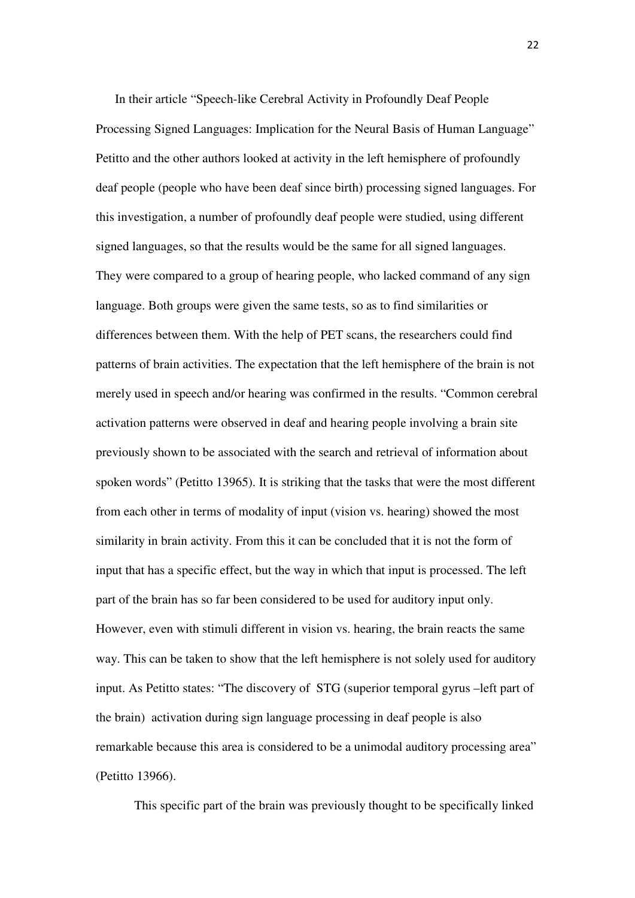In their article "Speech-like Cerebral Activity in Profoundly Deaf People Processing Signed Languages: Implication for the Neural Basis of Human Language" Petitto and the other authors looked at activity in the left hemisphere of profoundly deaf people (people who have been deaf since birth) processing signed languages. For this investigation, a number of profoundly deaf people were studied, using different signed languages, so that the results would be the same for all signed languages. They were compared to a group of hearing people, who lacked command of any sign language. Both groups were given the same tests, so as to find similarities or differences between them. With the help of PET scans, the researchers could find patterns of brain activities. The expectation that the left hemisphere of the brain is not merely used in speech and/or hearing was confirmed in the results. "Common cerebral activation patterns were observed in deaf and hearing people involving a brain site previously shown to be associated with the search and retrieval of information about spoken words" (Petitto 13965). It is striking that the tasks that were the most different from each other in terms of modality of input (vision vs. hearing) showed the most similarity in brain activity. From this it can be concluded that it is not the form of input that has a specific effect, but the way in which that input is processed. The left part of the brain has so far been considered to be used for auditory input only. However, even with stimuli different in vision vs. hearing, the brain reacts the same way. This can be taken to show that the left hemisphere is not solely used for auditory input. As Petitto states: "The discovery of STG (superior temporal gyrus –left part of the brain) activation during sign language processing in deaf people is also remarkable because this area is considered to be a unimodal auditory processing area" (Petitto 13966).

This specific part of the brain was previously thought to be specifically linked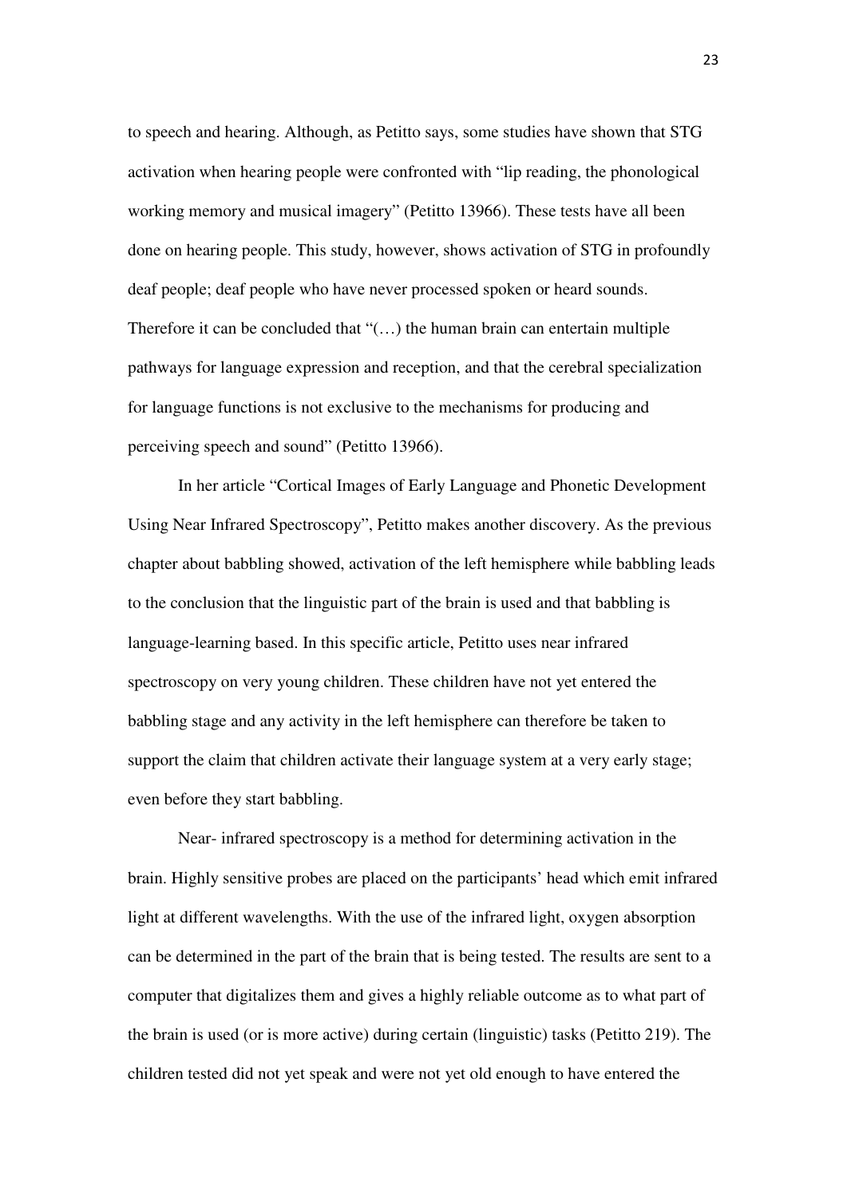to speech and hearing. Although, as Petitto says, some studies have shown that STG activation when hearing people were confronted with "lip reading, the phonological working memory and musical imagery" (Petitto 13966). These tests have all been done on hearing people. This study, however, shows activation of STG in profoundly deaf people; deaf people who have never processed spoken or heard sounds. Therefore it can be concluded that "(…) the human brain can entertain multiple pathways for language expression and reception, and that the cerebral specialization for language functions is not exclusive to the mechanisms for producing and perceiving speech and sound" (Petitto 13966).

In her article "Cortical Images of Early Language and Phonetic Development Using Near Infrared Spectroscopy", Petitto makes another discovery. As the previous chapter about babbling showed, activation of the left hemisphere while babbling leads to the conclusion that the linguistic part of the brain is used and that babbling is language-learning based. In this specific article, Petitto uses near infrared spectroscopy on very young children. These children have not yet entered the babbling stage and any activity in the left hemisphere can therefore be taken to support the claim that children activate their language system at a very early stage; even before they start babbling.

Near- infrared spectroscopy is a method for determining activation in the brain. Highly sensitive probes are placed on the participants' head which emit infrared light at different wavelengths. With the use of the infrared light, oxygen absorption can be determined in the part of the brain that is being tested. The results are sent to a computer that digitalizes them and gives a highly reliable outcome as to what part of the brain is used (or is more active) during certain (linguistic) tasks (Petitto 219). The children tested did not yet speak and were not yet old enough to have entered the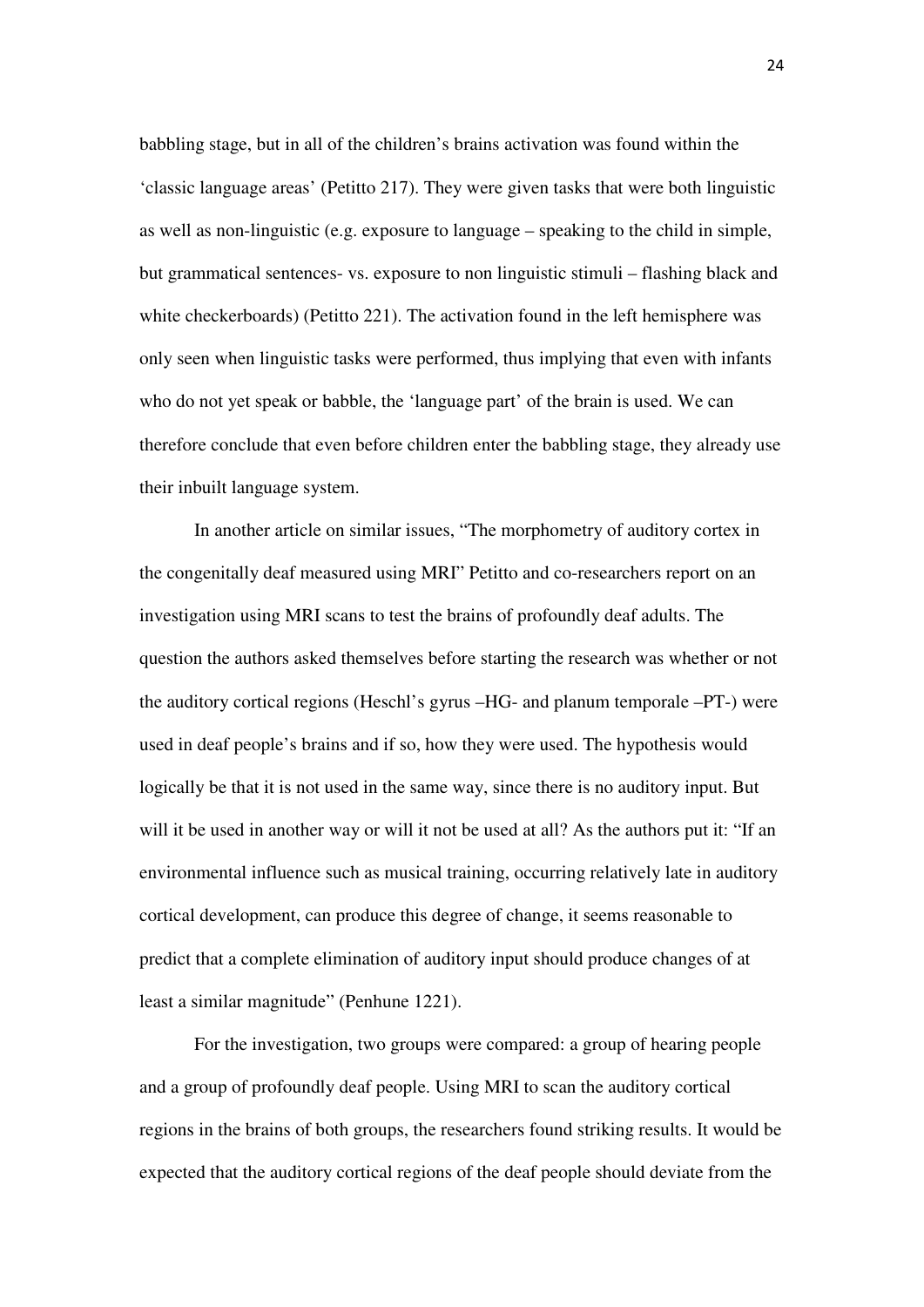babbling stage, but in all of the children's brains activation was found within the 'classic language areas' (Petitto 217). They were given tasks that were both linguistic as well as non-linguistic (e.g. exposure to language – speaking to the child in simple, but grammatical sentences- vs. exposure to non linguistic stimuli – flashing black and white checkerboards) (Petitto 221). The activation found in the left hemisphere was only seen when linguistic tasks were performed, thus implying that even with infants who do not yet speak or babble, the 'language part' of the brain is used. We can therefore conclude that even before children enter the babbling stage, they already use their inbuilt language system.

In another article on similar issues, "The morphometry of auditory cortex in the congenitally deaf measured using MRI" Petitto and co-researchers report on an investigation using MRI scans to test the brains of profoundly deaf adults. The question the authors asked themselves before starting the research was whether or not the auditory cortical regions (Heschl's gyrus –HG- and planum temporale –PT-) were used in deaf people's brains and if so, how they were used. The hypothesis would logically be that it is not used in the same way, since there is no auditory input. But will it be used in another way or will it not be used at all? As the authors put it: "If an environmental influence such as musical training, occurring relatively late in auditory cortical development, can produce this degree of change, it seems reasonable to predict that a complete elimination of auditory input should produce changes of at least a similar magnitude" (Penhune 1221).

For the investigation, two groups were compared: a group of hearing people and a group of profoundly deaf people. Using MRI to scan the auditory cortical regions in the brains of both groups, the researchers found striking results. It would be expected that the auditory cortical regions of the deaf people should deviate from the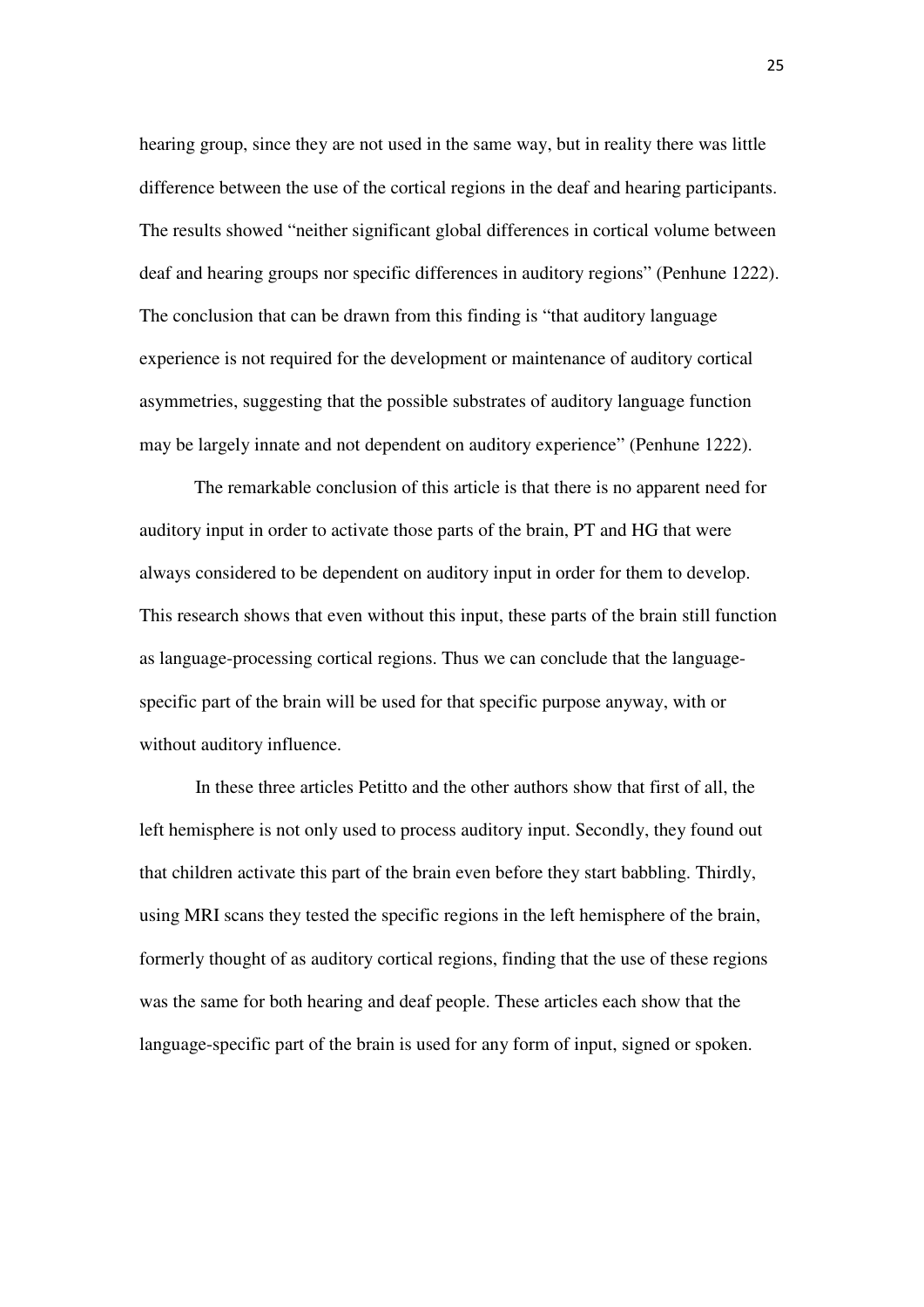hearing group, since they are not used in the same way, but in reality there was little difference between the use of the cortical regions in the deaf and hearing participants. The results showed "neither significant global differences in cortical volume between deaf and hearing groups nor specific differences in auditory regions" (Penhune 1222). The conclusion that can be drawn from this finding is "that auditory language experience is not required for the development or maintenance of auditory cortical asymmetries, suggesting that the possible substrates of auditory language function may be largely innate and not dependent on auditory experience" (Penhune 1222).

The remarkable conclusion of this article is that there is no apparent need for auditory input in order to activate those parts of the brain, PT and HG that were always considered to be dependent on auditory input in order for them to develop. This research shows that even without this input, these parts of the brain still function as language-processing cortical regions. Thus we can conclude that the language-specific part of the brain will be used for that specific purpose anyway, with or without auditory influence.

In these three articles Petitto and the other authors show that first of all, the left hemisphere is not only used to process auditory input. Secondly, they found out that children activate this part of the brain even before they start babbling. Thirdly, using MRI scans they tested the specific regions in the left hemisphere of the brain, formerly thought of as auditory cortical regions, finding that the use of these regions was the same for both hearing and deaf people. These articles each show that the language-specific part of the brain is used for any form of input, signed or spoken.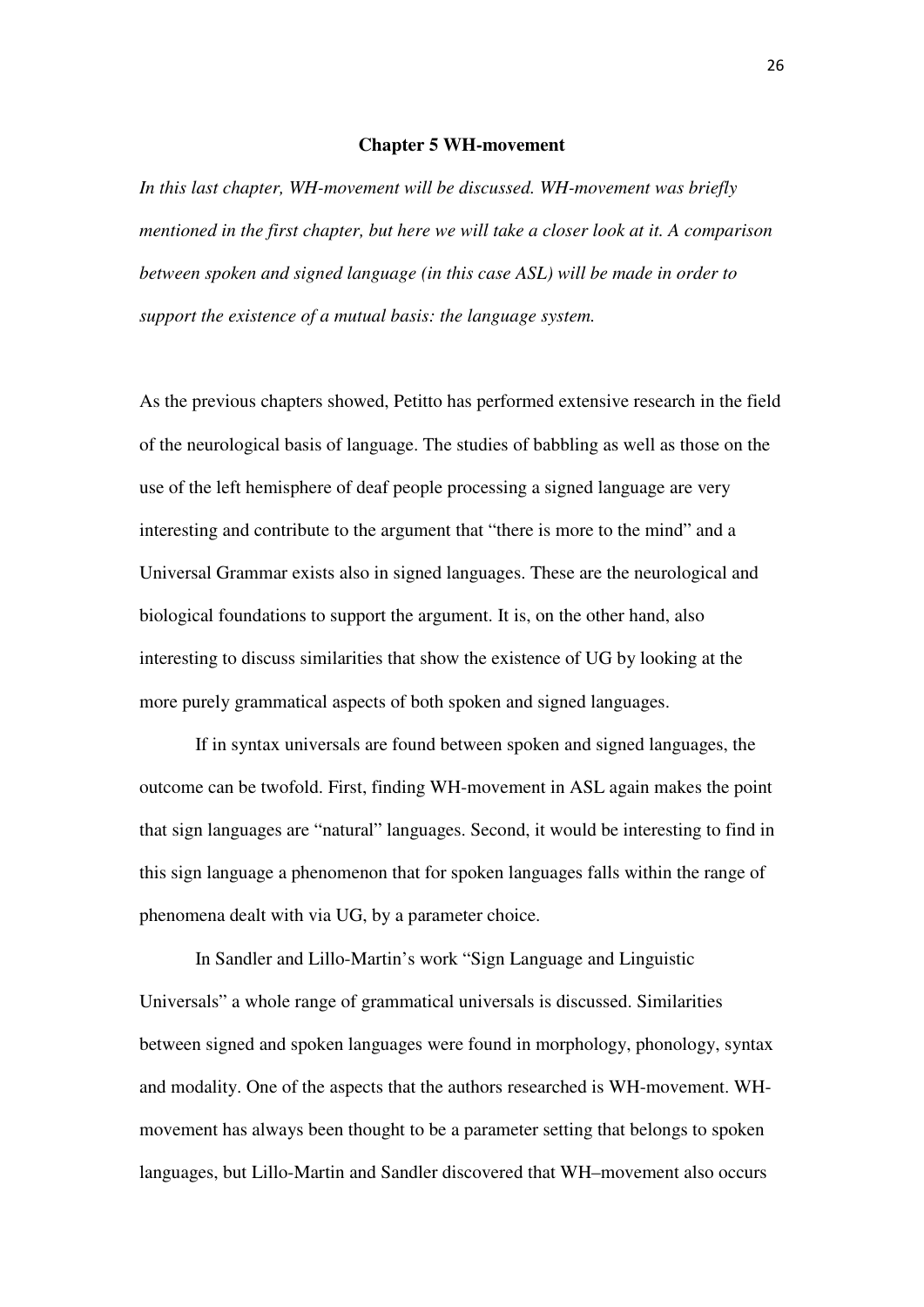## Chapter 5 WH-movement

*In this last chapter, WH-movement will be discussed. WH-movement was briefly mentioned in the first chapter, but here we will take a closer look at it. A comparison between spoken and signed language (in this case ASL) will be made in order to support the existence of a mutual basis: the language system.*

As the previous chapters showed, Petitto has performed extensive research in the field of the neurological basis of language. The studies of babbling as well as those on the use of the left hemisphere of deaf people processing a signed language are very interesting and contribute to the argument that "there is more to the mind" and a Universal Grammar exists also in signed languages. These are the neurological and biological foundations to support the argument. It is, on the other hand, also interesting to discuss similarities that show the existence of UG by looking at the more purely grammatical aspects of both spoken and signed languages.

If in syntax universals are found between spoken and signed languages, the outcome can be twofold. First, finding WH-movement in ASL again makes the point that sign languages are "natural" languages. Second, it would be interesting to find in this sign language a phenomenon that for spoken languages falls within the range of phenomena dealt with via UG, by a parameter choice.

In Sandler and Lillo-Martin's work "Sign Language and Linguistic Universals" a whole range of grammatical universals is discussed. Similarities between signed and spoken languages were found in morphology, phonology, syntax and modality. One of the aspects that the authors researched is WH-movement. WH-movement has always been thought to be a parameter setting that belongs to spoken languages, but Lillo-Martin and Sandler discovered that WH–movement also occurs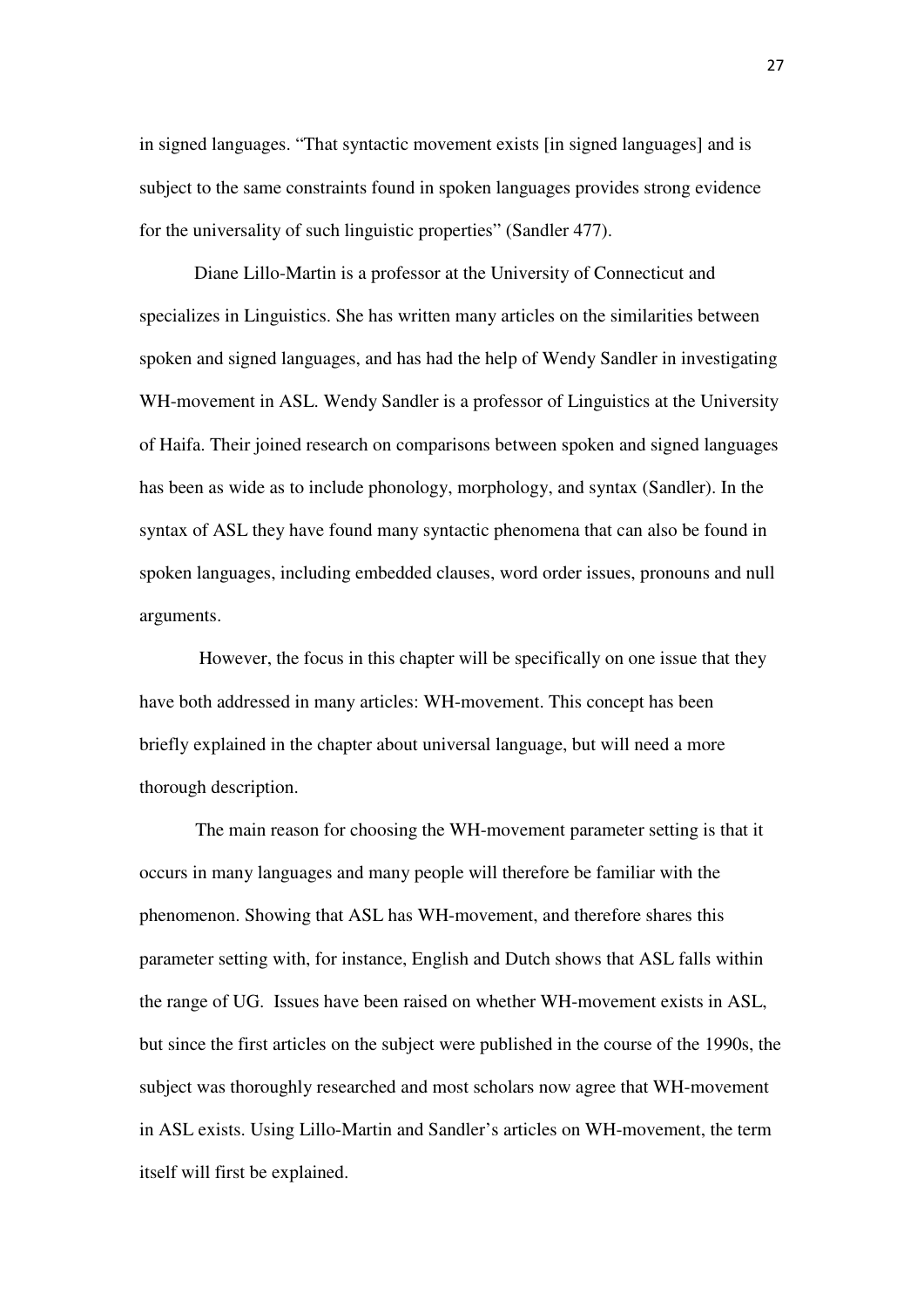in signed languages. "That syntactic movement exists [in signed languages] and is subject to the same constraints found in spoken languages provides strong evidence for the universality of such linguistic properties" (Sandler 477).

Diane Lillo-Martin is a professor at the University of Connecticut and specializes in Linguistics. She has written many articles on the similarities between spoken and signed languages, and has had the help of Wendy Sandler in investigating WH-movement in ASL. Wendy Sandler is a professor of Linguistics at the University of Haifa. Their joined research on comparisons between spoken and signed languages has been as wide as to include phonology, morphology, and syntax (Sandler). In the syntax of ASL they have found many syntactic phenomena that can also be found in spoken languages, including embedded clauses, word order issues, pronouns and null arguments.

However, the focus in this chapter will be specifically on one issue that they have both addressed in many articles: WH-movement. This concept has been briefly explained in the chapter about universal language, but will need a more thorough description.

The main reason for choosing the WH-movement parameter setting is that it occurs in many languages and many people will therefore be familiar with the phenomenon. Showing that ASL has WH-movement, and therefore shares this parameter setting with, for instance, English and Dutch shows that ASL falls within the range of UG. Issues have been raised on whether WH-movement exists in ASL, but since the first articles on the subject were published in the course of the 1990s, the subject was thoroughly researched and most scholars now agree that WH-movement in ASL exists. Using Lillo-Martin and Sandler's articles on WH-movement, the term itself will first be explained.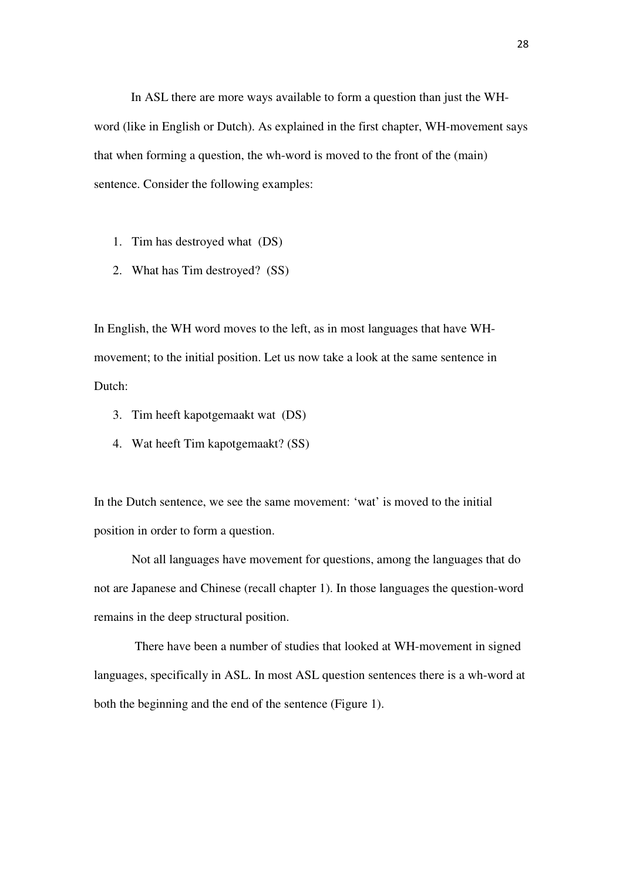In ASL there are more ways available to form a question than just the WH-word (like in English or Dutch). As explained in the first chapter, WH-movement says that when forming a question, the wh-word is moved to the front of the (main) sentence. Consider the following examples:

1. Tim has destroyed what (DS)
2. What has Tim destroyed? (SS)

In English, the WH word moves to the left, as in most languages that have WH-movement; to the initial position. Let us now take a look at the same sentence in Dutch:

3. Tim heeft kapotgemaakt wat (DS)
4. Wat heeft Tim kapotgemaakt? (SS)

In the Dutch sentence, we see the same movement: 'wat' is moved to the initial position in order to form a question.

Not all languages have movement for questions, among the languages that do not are Japanese and Chinese (recall chapter 1). In those languages the question-word remains in the deep structural position.

There have been a number of studies that looked at WH-movement in signed languages, specifically in ASL. In most ASL question sentences there is a wh-word at both the beginning and the end of the sentence (Figure 1).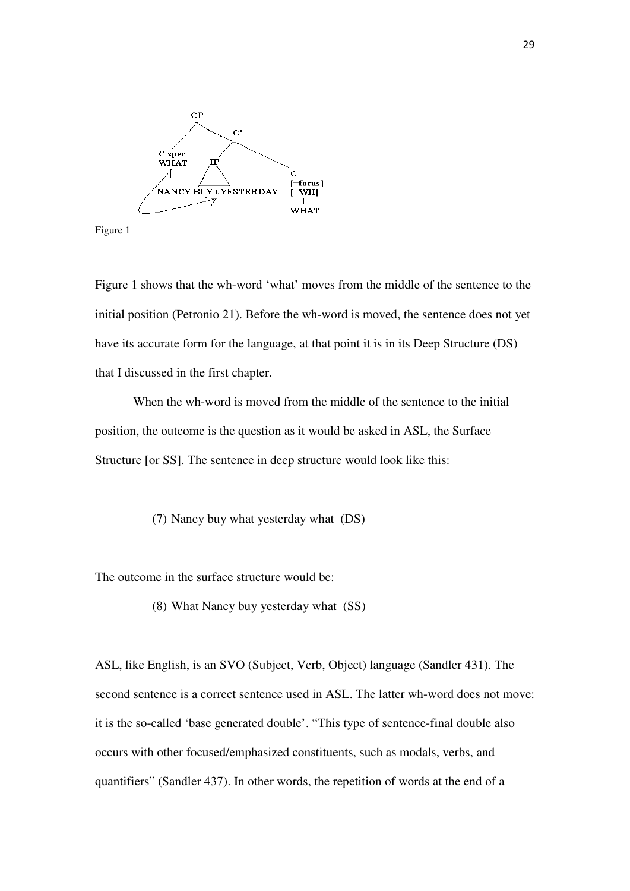Figure 1

Figure 1 shows that the wh-word 'what' moves from the middle of the sentence to the initial position (Petronio 21). Before the wh-word is moved, the sentence does not yet have its accurate form for the language, at that point it is in its Deep Structure (DS) that I discussed in the first chapter.

When the wh-word is moved from the middle of the sentence to the initial position, the outcome is the question as it would be asked in ASL, the Surface Structure [or SS]. The sentence in deep structure would look like this:

(7) Nancy buy what yesterday what (DS)

The outcome in the surface structure would be:

(8) What Nancy buy yesterday what (SS)

ASL, like English, is an SVO (Subject, Verb, Object) language (Sandler 431). The second sentence is a correct sentence used in ASL. The latter wh-word does not move: it is the so-called 'base generated double'. "This type of sentence-final double also occurs with other focused/emphasized constituents, such as modals, verbs, and quantifiers" (Sandler 437). In other words, the repetition of words at the end of a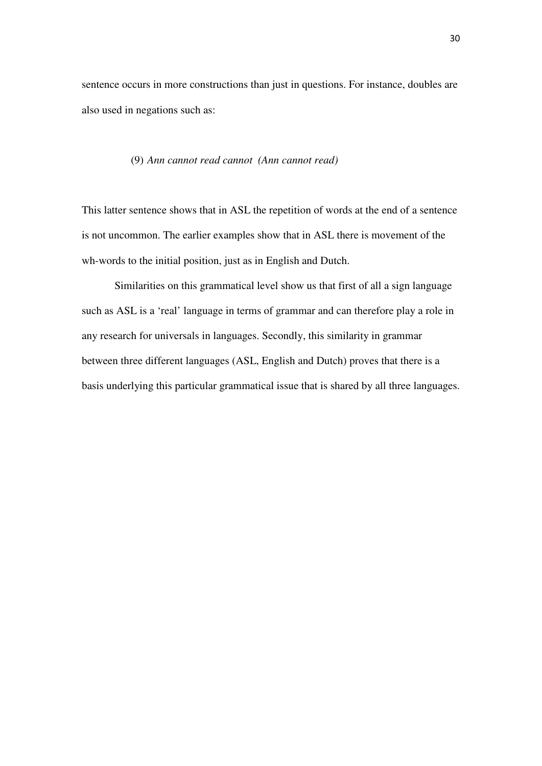sentence occurs in more constructions than just in questions. For instance, doubles are also used in negations such as:

(9) *Ann cannot read cannot (Ann cannot read)*

This latter sentence shows that in ASL the repetition of words at the end of a sentence is not uncommon. The earlier examples show that in ASL there is movement of the wh-words to the initial position, just as in English and Dutch.

Similarities on this grammatical level show us that first of all a sign language such as ASL is a 'real' language in terms of grammar and can therefore play a role in any research for universals in languages. Secondly, this similarity in grammar between three different languages (ASL, English and Dutch) proves that there is a basis underlying this particular grammatical issue that is shared by all three languages.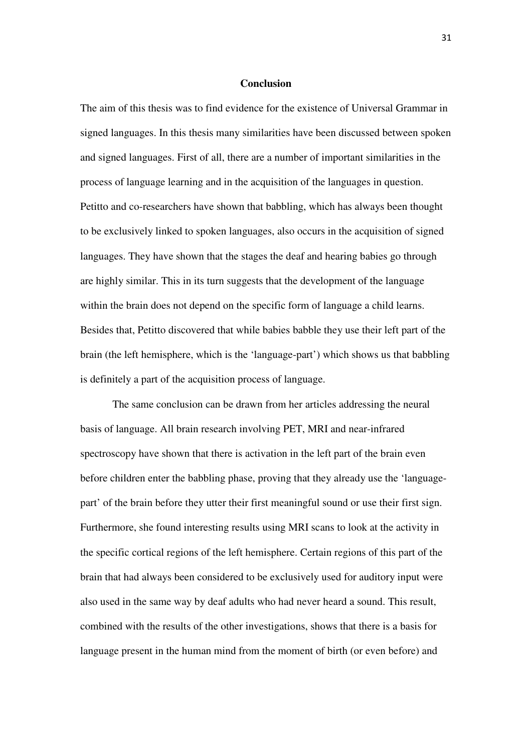# Conclusion

The aim of this thesis was to find evidence for the existence of Universal Grammar in signed languages. In this thesis many similarities have been discussed between spoken and signed languages. First of all, there are a number of important similarities in the process of language learning and in the acquisition of the languages in question. Petitto and co-researchers have shown that babbling, which has always been thought to be exclusively linked to spoken languages, also occurs in the acquisition of signed languages. They have shown that the stages the deaf and hearing babies go through are highly similar. This in its turn suggests that the development of the language within the brain does not depend on the specific form of language a child learns. Besides that, Petitto discovered that while babies babble they use their left part of the brain (the left hemisphere, which is the 'language-part') which shows us that babbling is definitely a part of the acquisition process of language.

The same conclusion can be drawn from her articles addressing the neural basis of language. All brain research involving PET, MRI and near-infrared spectroscopy have shown that there is activation in the left part of the brain even before children enter the babbling phase, proving that they already use the 'language-part' of the brain before they utter their first meaningful sound or use their first sign. Furthermore, she found interesting results using MRI scans to look at the activity in the specific cortical regions of the left hemisphere. Certain regions of this part of the brain that had always been considered to be exclusively used for auditory input were also used in the same way by deaf adults who had never heard a sound. This result, combined with the results of the other investigations, shows that there is a basis for language present in the human mind from the moment of birth (or even before) and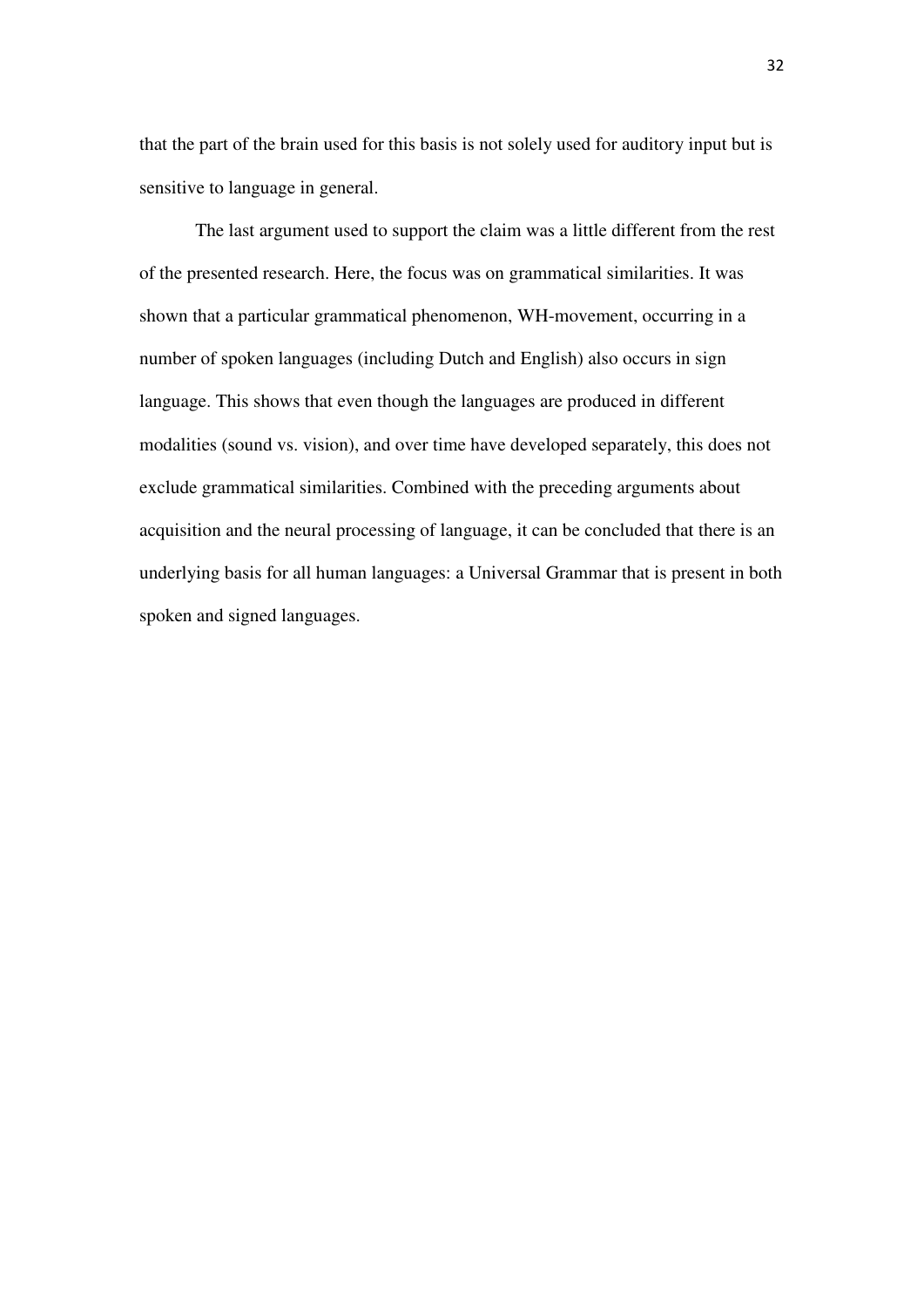that the part of the brain used for this basis is not solely used for auditory input but is sensitive to language in general.

The last argument used to support the claim was a little different from the rest of the presented research. Here, the focus was on grammatical similarities. It was shown that a particular grammatical phenomenon, WH-movement, occurring in a number of spoken languages (including Dutch and English) also occurs in sign language. This shows that even though the languages are produced in different modalities (sound vs. vision), and over time have developed separately, this does not exclude grammatical similarities. Combined with the preceding arguments about acquisition and the neural processing of language, it can be concluded that there is an underlying basis for all human languages: a Universal Grammar that is present in both spoken and signed languages.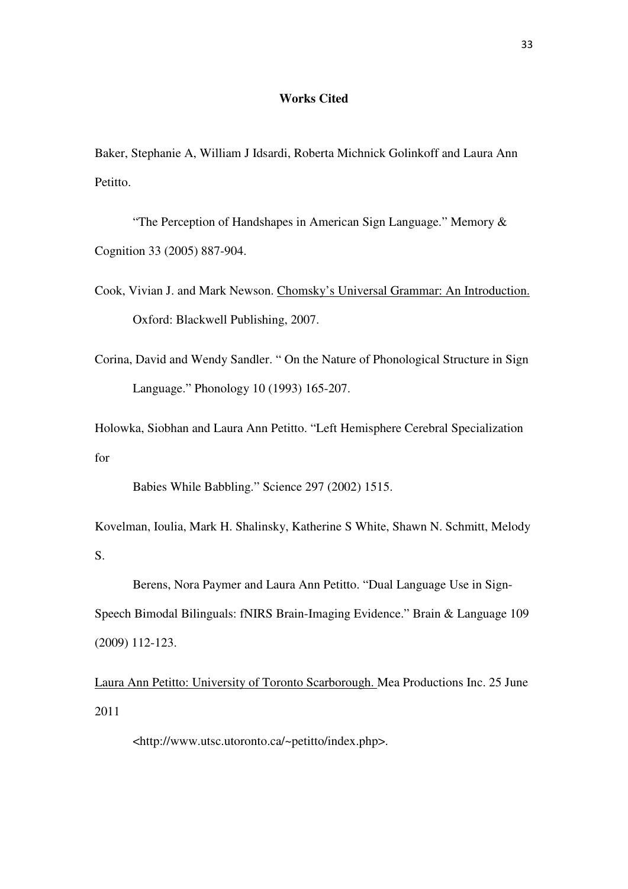## Works Cited

Baker, Stephanie A, William J Idsardi, Roberta Michnick Golinkoff and Laura Ann Petitto.

"The Perception of Handshapes in American Sign Language." Memory & Cognition 33 (2005) 887-904.

Cook, Vivian J. and Mark Newson. Chomsky's Universal Grammar: An Introduction. Oxford: Blackwell Publishing, 2007.

Corina, David and Wendy Sandler. " On the Nature of Phonological Structure in Sign Language." Phonology 10 (1993) 165-207.

Holowka, Siobhan and Laura Ann Petitto. "Left Hemisphere Cerebral Specialization for

Babies While Babbling." Science 297 (2002) 1515.

Kovelman, Ioulia, Mark H. Shalinsky, Katherine S White, Shawn N. Schmitt, Melody S.

Berens, Nora Paymer and Laura Ann Petitto. "Dual Language Use in Sign-Speech Bimodal Bilinguals: fNIRS Brain-Imaging Evidence." Brain & Language 109 (2009) 112-123.

Laura Ann Petitto: University of Toronto Scarborough. Mea Productions Inc. 25 June 2011

<http://www.utsc.utoronto.ca/~petitto/index.php>.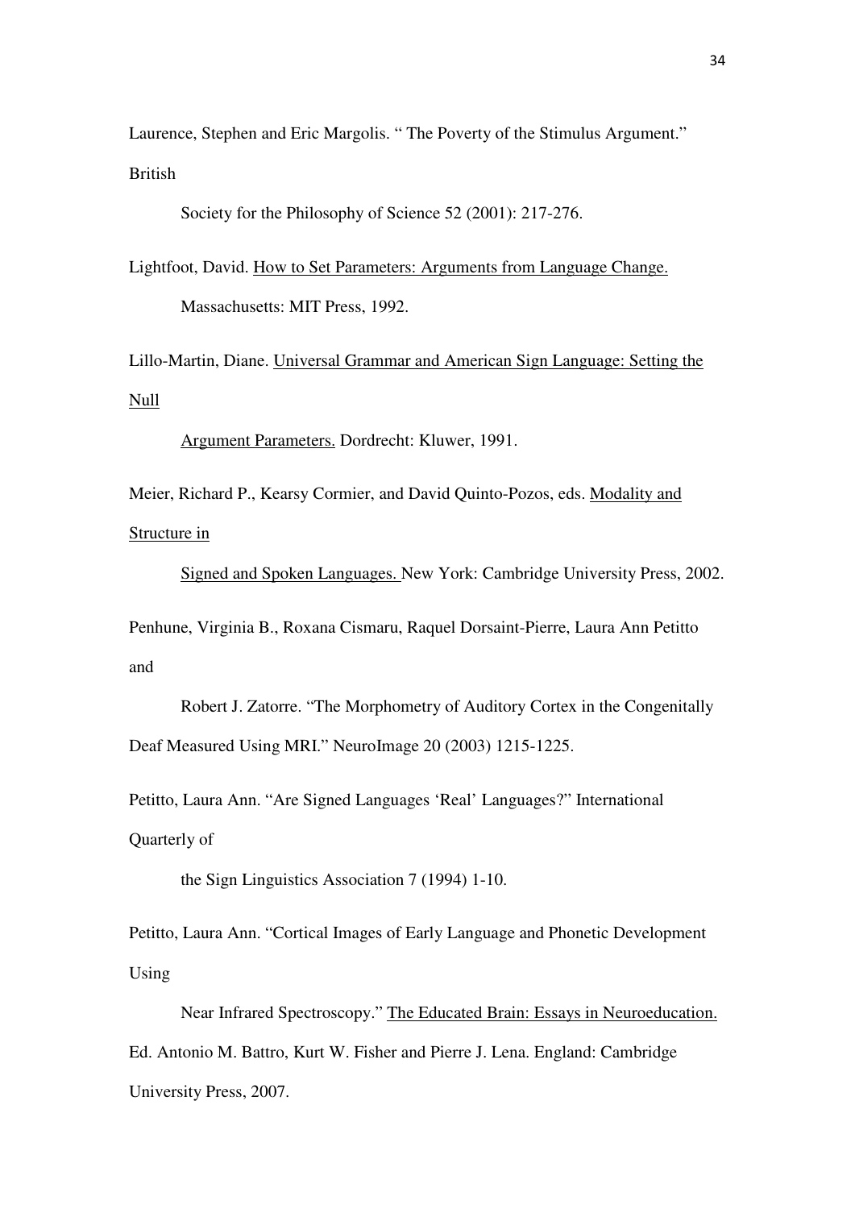Laurence, Stephen and Eric Margolis. " The Poverty of the Stimulus Argument." British Society for the Philosophy of Science 52 (2001): 217-276.

Lightfoot, David. How to Set Parameters: Arguments from Language Change. Massachusetts: MIT Press, 1992.

Lillo-Martin, Diane. Universal Grammar and American Sign Language: Setting the Null Argument Parameters. Dordrecht: Kluwer, 1991.

Meier, Richard P., Kearsy Cormier, and David Quinto-Pozos, eds. Modality and Structure in Signed and Spoken Languages. New York: Cambridge University Press, 2002.

Penhune, Virginia B., Roxana Cismaru, Raquel Dorsaint-Pierre, Laura Ann Petitto and Robert J. Zatorre. "The Morphometry of Auditory Cortex in the Congenitally Deaf Measured Using MRI." NeuroImage 20 (2003) 1215-1225.

Petitto, Laura Ann. "Are Signed Languages 'Real' Languages?" International Quarterly of the Sign Linguistics Association 7 (1994) 1-10.

Petitto, Laura Ann. "Cortical Images of Early Language and Phonetic Development Using Near Infrared Spectroscopy." The Educated Brain: Essays in Neuroeducation. Ed. Antonio M. Battro, Kurt W. Fisher and Pierre J. Lena. England: Cambridge University Press, 2007.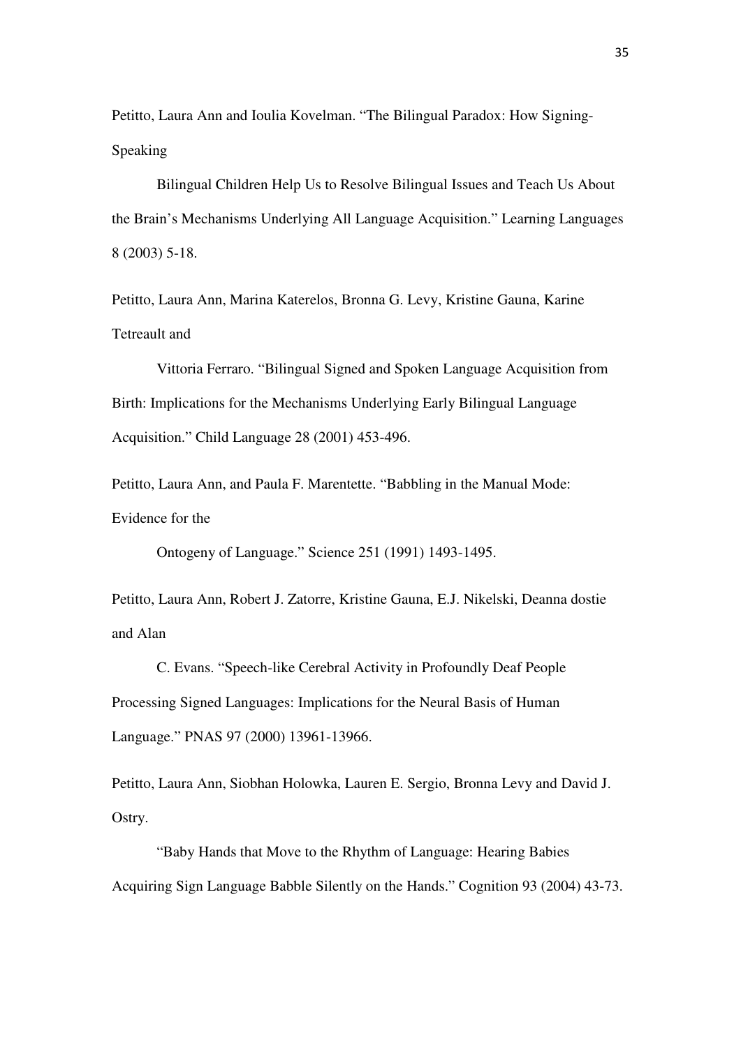Petitto, Laura Ann and Ioulia Kovelman. "The Bilingual Paradox: How Signing-Speaking Bilingual Children Help Us to Resolve Bilingual Issues and Teach Us About the Brain's Mechanisms Underlying All Language Acquisition." Learning Languages 8 (2003) 5-18.

Petitto, Laura Ann, Marina Katerelos, Bronna G. Levy, Kristine Gauna, Karine Tetreault and Vittoria Ferraro. "Bilingual Signed and Spoken Language Acquisition from Birth: Implications for the Mechanisms Underlying Early Bilingual Language Acquisition." Child Language 28 (2001) 453-496.

Petitto, Laura Ann, and Paula F. Marentette. "Babbling in the Manual Mode: Evidence for the Ontogeny of Language." Science 251 (1991) 1493-1495.

Petitto, Laura Ann, Robert J. Zatorre, Kristine Gauna, E.J. Nikelski, Deanna dostie and Alan C. Evans. "Speech-like Cerebral Activity in Profoundly Deaf People Processing Signed Languages: Implications for the Neural Basis of Human Language." PNAS 97 (2000) 13961-13966.

Petitto, Laura Ann, Siobhan Holowka, Lauren E. Sergio, Bronna Levy and David J. Ostry. "Baby Hands that Move to the Rhythm of Language: Hearing Babies Acquiring Sign Language Babble Silently on the Hands." Cognition 93 (2004) 43-73.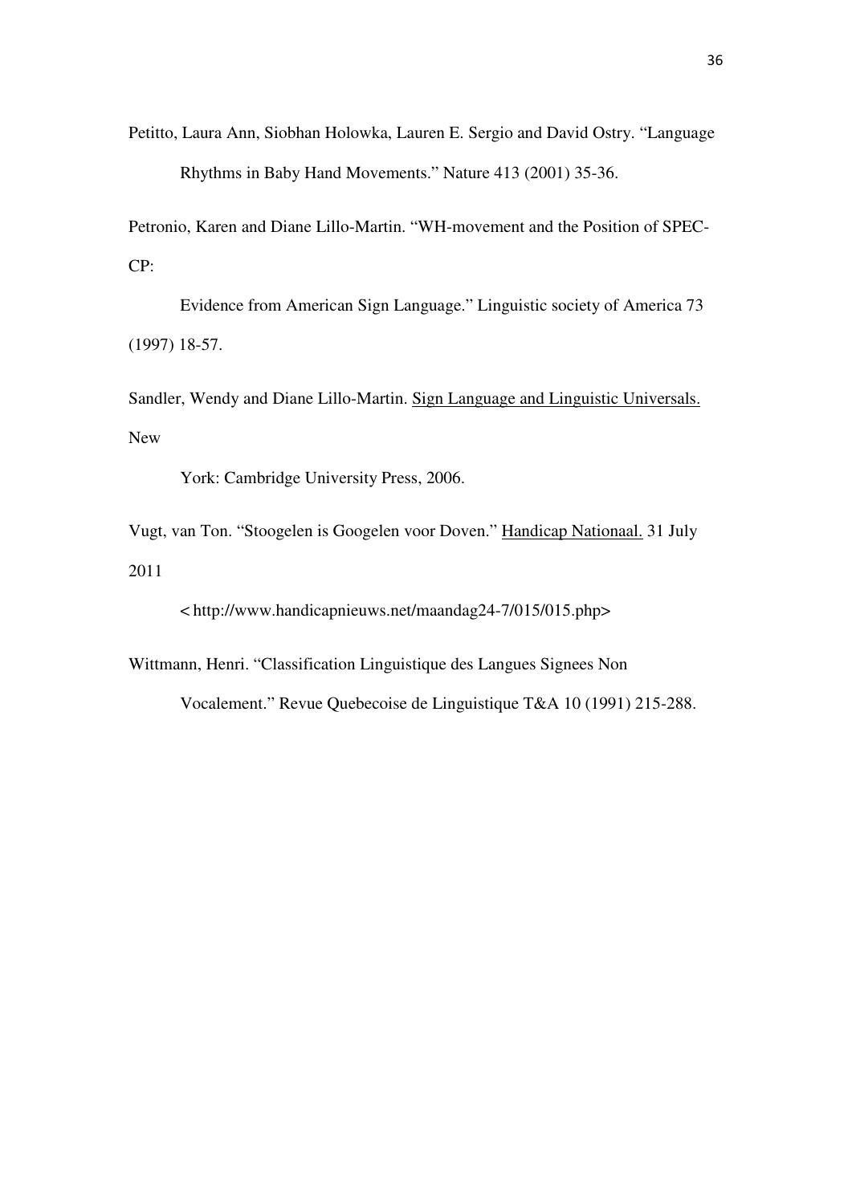Petitto, Laura Ann, Siobhan Holowka, Lauren E. Sergio and David Ostry. "Language Rhythms in Baby Hand Movements." Nature 413 (2001) 35-36.

Petronio, Karen and Diane Lillo-Martin. "WH-movement and the Position of SPEC-CP: Evidence from American Sign Language." Linguistic society of America 73 (1997) 18-57.

Sandler, Wendy and Diane Lillo-Martin. Sign Language and Linguistic Universals. New York: Cambridge University Press, 2006.

Vugt, van Ton. "Stoogelen is Googelen voor Doven." Handicap Nationaal. 31 July 2011 < http://www.handicapnieuws.net/maandag24-7/015/015.php>

Wittmann, Henri. "Classification Linguistique des Langues Signees Non Vocalement." Revue Quebecoise de Linguistique T&A 10 (1991) 215-288.